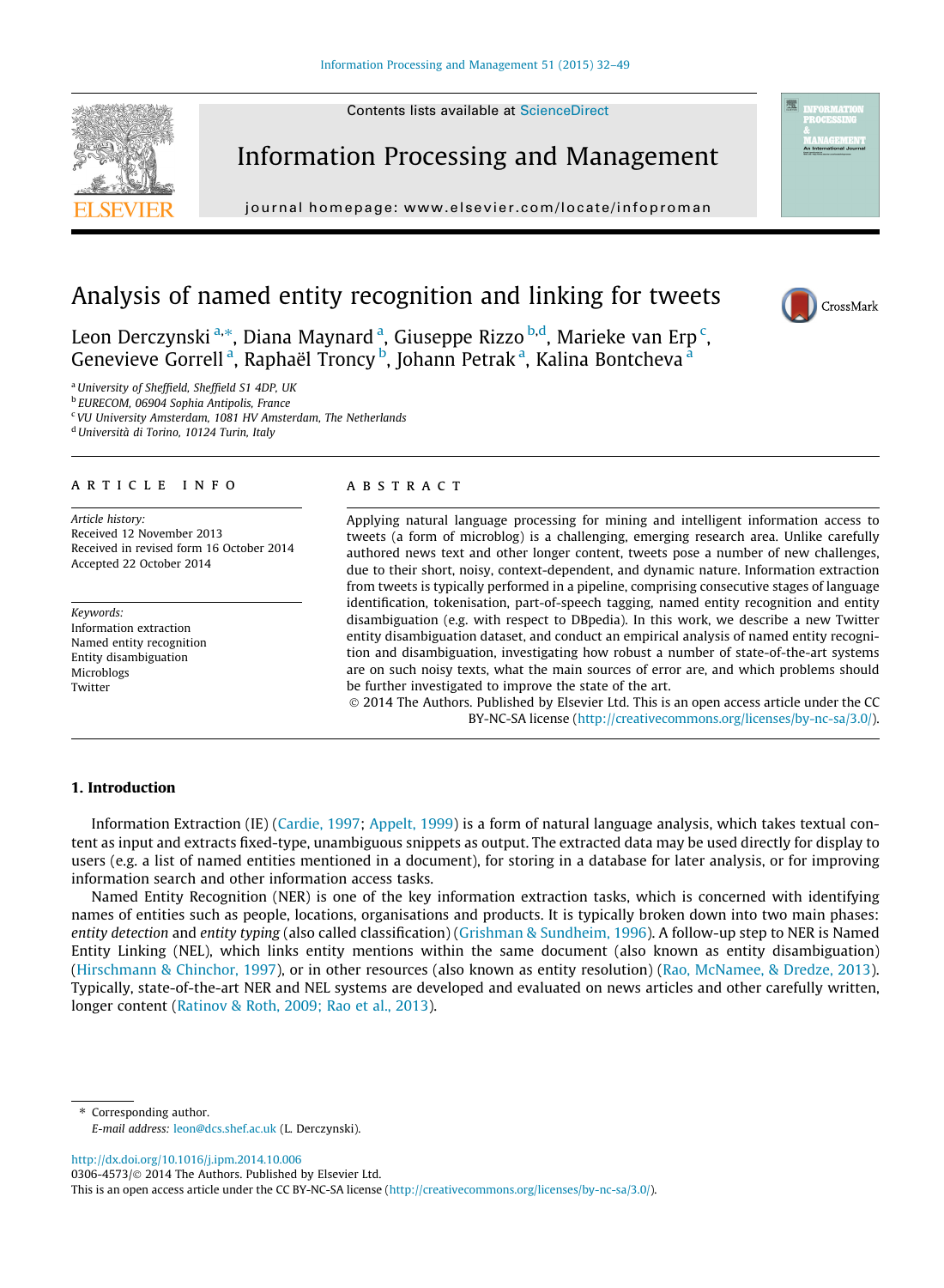# Analysis of named entity recognition and linking for tweets

Leon Derczynski [a,*], Diana Maynard [a], Giuseppe Rizzo [b,d], Marieke van Erp [c], Genevieve Gorrell [a], Raphaël Troncy [b], Johann Petrak [a], Kalina Bontcheva [a]

[a] University of Sheffield, Sheffield S1 4DP, UK
[b] EURECOM, 06904 Sophia Antipolis, France
[c] VU University Amsterdam, 1081 HV Amsterdam, The Netherlands
[d] Università di Torino, 10124 Turin, Italy

## ARTICLE INFO

*Article history:*
Received 12 November 2013
Received in revised form 16 October 2014
Accepted 22 October 2014

*Keywords:*
Information extraction
Named entity recognition
Entity disambiguation
Microblogs
Twitter

## ABSTRACT

Applying natural language processing for mining and intelligent information access to tweets (a form of microblog) is a challenging, emerging research area. Unlike carefully authored news text and other longer content, tweets pose a number of new challenges, due to their short, noisy, context-dependent, and dynamic nature. Information extraction from tweets is typically performed in a pipeline, comprising consecutive stages of language identification, tokenisation, part-of-speech tagging, named entity recognition and entity disambiguation (e.g. with respect to DBpedia). In this work, we describe a new Twitter entity disambiguation dataset, and conduct an empirical analysis of named entity recognition and disambiguation, investigating how robust a number of state-of-the-art systems are on such noisy texts, what the main sources of error are, and which problems should be further investigated to improve the state of the art.

© 2014 The Authors. Published by Elsevier Ltd. This is an open access article under the CC BY-NC-SA license (http://creativecommons.org/licenses/by-nc-sa/3.0/).

## 1. Introduction

Information Extraction (IE) (Cardie, 1997; Appelt, 1999) is a form of natural language analysis, which takes textual content as input and extracts fixed-type, unambiguous snippets as output. The extracted data may be used directly for display to users (e.g. a list of named entities mentioned in a document), for storing in a database for later analysis, or for improving information search and other information access tasks.

Named Entity Recognition (NER) is one of the key information extraction tasks, which is concerned with identifying names of entities such as people, locations, organisations and products. It is typically broken down into two main phases: *entity detection* and *entity typing* (also called classification) (Grishman & Sundheim, 1996). A follow-up step to NER is Named Entity Linking (NEL), which links entity mentions within the same document (also known as entity disambiguation) (Hirschmann & Chinchor, 1997), or in other resources (also known as entity resolution) (Rao, McNamee, & Dredze, 2013). Typically, state-of-the-art NER and NEL systems are developed and evaluated on news articles and other carefully written, longer content (Ratinov & Roth, 2009; Rao et al., 2013).

* Corresponding author.
*E-mail address:* leon@dcs.shef.ac.uk (L. Derczynski).

http://dx.doi.org/10.1016/j.ipm.2014.10.006
0306-4573/© 2014 The Authors. Published by Elsevier Ltd.
This is an open access article under the CC BY-NC-SA license (http://creativecommons.org/licenses/by-nc-sa/3.0/).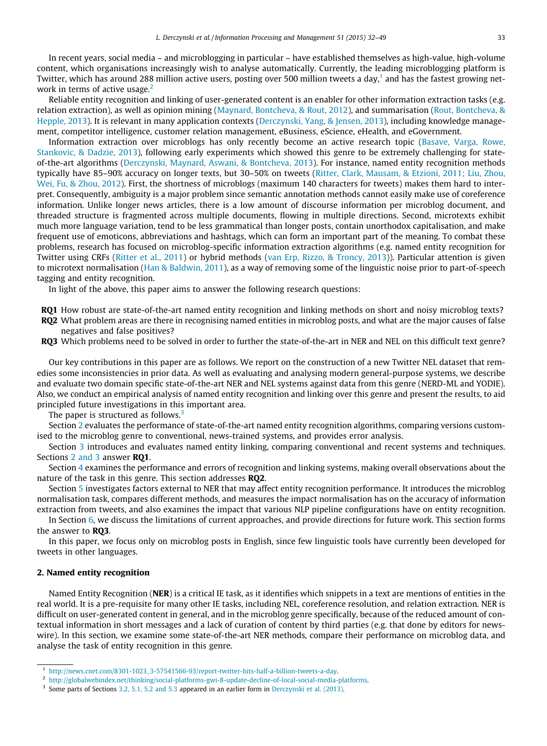In recent years, social media – and microblogging in particular – have established themselves as high-value, high-volume content, which organisations increasingly wish to analyse automatically. Currently, the leading microblogging platform is Twitter, which has around 288 million active users, posting over 500 million tweets a day,[1] and has the fastest growing network in terms of active usage.[2]

Reliable entity recognition and linking of user-generated content is an enabler for other information extraction tasks (e.g. relation extraction), as well as opinion mining (Maynard, Bontcheva, & Rout, 2012), and summarisation (Rout, Bontcheva, & Hepple, 2013). It is relevant in many application contexts (Derczynski, Yang, & Jensen, 2013), including knowledge management, competitor intelligence, customer relation management, eBusiness, eScience, eHealth, and eGovernment.

Information extraction over microblogs has only recently become an active research topic (Basave, Varga, Rowe, Stankovic, & Dadzie, 2013), following early experiments which showed this genre to be extremely challenging for state-of-the-art algorithms (Derczynski, Maynard, Aswani, & Bontcheva, 2013). For instance, named entity recognition methods typically have 85–90% accuracy on longer texts, but 30–50% on tweets (Ritter, Clark, Mausam, & Etzioni, 2011; Liu, Zhou, Wei, Fu, & Zhou, 2012). First, the shortness of microblogs (maximum 140 characters for tweets) makes them hard to interpret. Consequently, ambiguity is a major problem since semantic annotation methods cannot easily make use of coreference information. Unlike longer news articles, there is a low amount of discourse information per microblog document, and threaded structure is fragmented across multiple documents, flowing in multiple directions. Second, microtexts exhibit much more language variation, tend to be less grammatical than longer posts, contain unorthodox capitalisation, and make frequent use of emoticons, abbreviations and hashtags, which can form an important part of the meaning. To combat these problems, research has focused on microblog-specific information extraction algorithms (e.g. named entity recognition for Twitter using CRFs (Ritter et al., 2011) or hybrid methods (van Erp, Rizzo, & Troncy, 2013)). Particular attention is given to microtext normalisation (Han & Baldwin, 2011), as a way of removing some of the linguistic noise prior to part-of-speech tagging and entity recognition.

In light of the above, this paper aims to answer the following research questions:

- **RQ1** How robust are state-of-the-art named entity recognition and linking methods on short and noisy microblog texts?
- **RQ2** What problem areas are there in recognising named entities in microblog posts, and what are the major causes of false negatives and false positives?
- **RQ3** Which problems need to be solved in order to further the state-of-the-art in NER and NEL on this difficult text genre?

Our key contributions in this paper are as follows. We report on the construction of a new Twitter NEL dataset that remedies some inconsistencies in prior data. As well as evaluating and analysing modern general-purpose systems, we describe and evaluate two domain specific state-of-the-art NER and NEL systems against data from this genre (NERD-ML and YODIE). Also, we conduct an empirical analysis of named entity recognition and linking over this genre and present the results, to aid principled future investigations in this important area.

The paper is structured as follows.[3]

Section 2 evaluates the performance of state-of-the-art named entity recognition algorithms, comparing versions customised to the microblog genre to conventional, news-trained systems, and provides error analysis.

Section 3 introduces and evaluates named entity linking, comparing conventional and recent systems and techniques. Sections 2 and 3 answer **RQ1**.

Section 4 examines the performance and errors of recognition and linking systems, making overall observations about the nature of the task in this genre. This section addresses **RQ2**.

Section 5 investigates factors external to NER that may affect entity recognition performance. It introduces the microblog normalisation task, compares different methods, and measures the impact normalisation has on the accuracy of information extraction from tweets, and also examines the impact that various NLP pipeline configurations have on entity recognition.

In Section 6, we discuss the limitations of current approaches, and provide directions for future work. This section forms the answer to **RQ3**.

In this paper, we focus only on microblog posts in English, since few linguistic tools have currently been developed for tweets in other languages.

## 2. Named entity recognition

Named Entity Recognition (**NER**) is a critical IE task, as it identifies which snippets in a text are mentions of entities in the real world. It is a pre-requisite for many other IE tasks, including NEL, coreference resolution, and relation extraction. NER is difficult on user-generated content in general, and in the microblog genre specifically, because of the reduced amount of contextual information in short messages and a lack of curation of content by third parties (e.g. that done by editors for newswire). In this section, we examine some state-of-the-art NER methods, compare their performance on microblog data, and analyse the task of entity recognition in this genre.

---

[1] http://news.cnet.com/8301-1023_3-57541566-93/report-twitter-hits-half-a-billion-tweets-a-day.

[2] http://globalwebindex.net/thinking/social-platforms-gwi-8-update-decline-of-local-social-media-platforms.

[3] Some parts of Sections 3.2, 5.1, 5.2 and 5.3 appeared in an earlier form in Derczynski et al. (2013).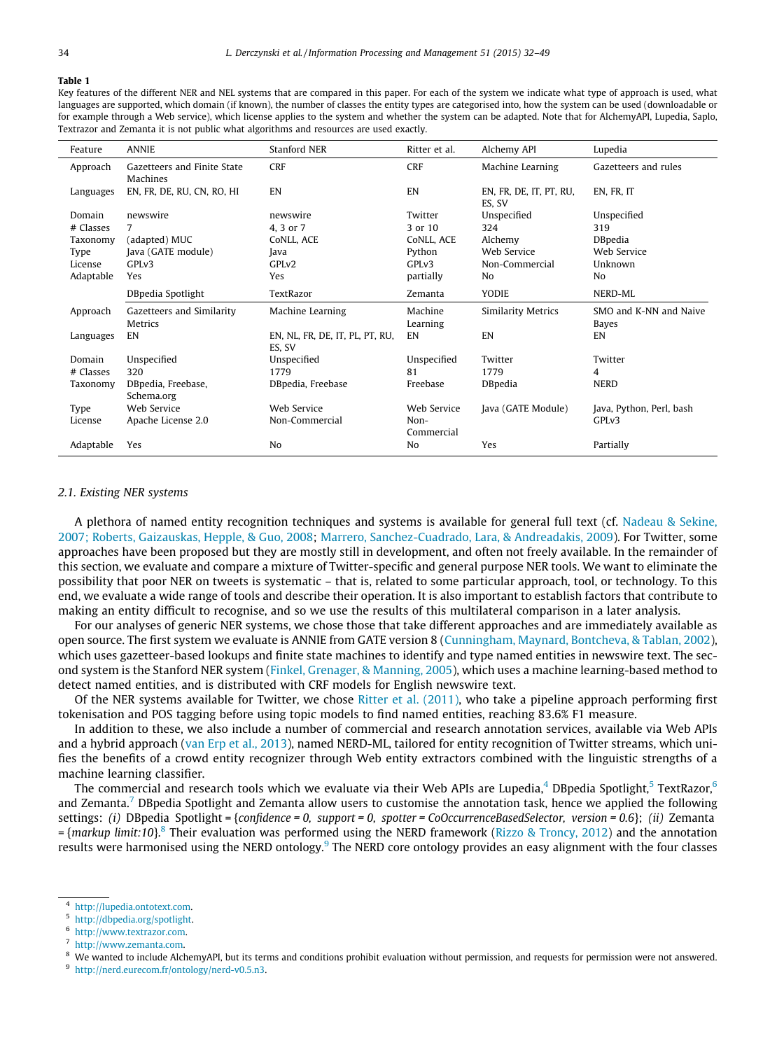**Table 1**
Key features of the different NER and NEL systems that are compared in this paper. For each of the system we indicate what type of approach is used, what languages are supported, which domain (if known), the number of classes the entity types are categorised into, how the system can be used (downloadable or for example through a Web service), which license applies to the system and whether the system can be adapted. Note that for AlchemyAPI, Lupedia, Saplo, Textrazor and Zemanta it is not public what algorithms and resources are used exactly.

| Feature | ANNIE | Stanford NER | Ritter et al. | Alchemy API | Lupedia |
|---|---|---|---|---|---|
| Approach | Gazetteers and Finite State Machines | CRF | CRF | Machine Learning | Gazetteers and rules |
| Languages | EN, FR, DE, RU, CN, RO, HI | EN | EN | EN, FR, DE, IT, PT, RU, ES, SV | EN, FR, IT |
| Domain | newswire | newswire | Twitter | Unspecified | Unspecified |
| # Classes | 7 | 4, 3 or 7 | 3 or 10 | 324 | 319 |
| Taxonomy | (adapted) MUC | CoNLL, ACE | CoNLL, ACE | Alchemy | DBpedia |
| Type | Java (GATE module) | Java | Python | Web Service | Web Service |
| License | GPLv3 | GPLv2 | GPLv3 | Non-Commercial | Unknown |
| Adaptable | Yes | Yes | partially | No | No |
| | **DBpedia Spotlight** | **TextRazor** | **Zemanta** | **YODIE** | **NERD-ML** |
| Approach | Gazetteers and Similarity Metrics | Machine Learning | Machine Learning | Similarity Metrics | SMO and K-NN and Naive Bayes |
| Languages | EN | EN, NL, FR, DE, IT, PL, PT, RU, ES, SV | EN | EN | EN |
| Domain | Unspecified | Unspecified | Unspecified | Twitter | Twitter |
| # Classes | 320 | 1779 | 81 | 1779 | 4 |
| Taxonomy | DBpedia, Freebase, Schema.org | DBpedia, Freebase | Freebase | DBpedia | NERD |
| Type | Web Service | Web Service | Web Service | Java (GATE Module) | Java, Python, Perl, bash |
| License | Apache License 2.0 | Non-Commercial | Non-Commercial | | GPLv3 |
| Adaptable | Yes | No | No | Yes | Partially |

### 2.1. Existing NER systems

A plethora of named entity recognition techniques and systems is available for general full text (cf. Nadeau & Sekine, 2007; Roberts, Gaizauskas, Hepple, & Guo, 2008; Marrero, Sanchez-Cuadrado, Lara, & Andreadakis, 2009). For Twitter, some approaches have been proposed but they are mostly still in development, and often not freely available. In the remainder of this section, we evaluate and compare a mixture of Twitter-specific and general purpose NER tools. We want to eliminate the possibility that poor NER on tweets is systematic – that is, related to some particular approach, tool, or technology. To this end, we evaluate a wide range of tools and describe their operation. It is also important to establish factors that contribute to making an entity difficult to recognise, and so we use the results of this multilateral comparison in a later analysis.

For our analyses of generic NER systems, we chose those that take different approaches and are immediately available as open source. The first system we evaluate is ANNIE from GATE version 8 (Cunningham, Maynard, Bontcheva, & Tablan, 2002), which uses gazetteer-based lookups and finite state machines to identify and type named entities in newswire text. The second system is the Stanford NER system (Finkel, Grenager, & Manning, 2005), which uses a machine learning-based method to detect named entities, and is distributed with CRF models for English newswire text.

Of the NER systems available for Twitter, we chose Ritter et al. (2011), who take a pipeline approach performing first tokenisation and POS tagging before using topic models to find named entities, reaching 83.6% F1 measure.

In addition to these, we also include a number of commercial and research annotation services, available via Web APIs and a hybrid approach (van Erp et al., 2013), named NERD-ML, tailored for entity recognition of Twitter streams, which unifies the benefits of a crowd entity recognizer through Web entity extractors combined with the linguistic strengths of a machine learning classifier.

The commercial and research tools which we evaluate via their Web APIs are Lupedia,[4] DBpedia Spotlight,[5] TextRazor,[6] and Zemanta.[7] DBpedia Spotlight and Zemanta allow users to customise the annotation task, hence we applied the following settings: *(i)* DBpedia Spotlight = {*confidence* = *0, support* = *0, spotter* = *CoOccurrenceBasedSelector, version* = *0.6*}; *(ii)* Zemanta = {*markup limit:10*}.[8] Their evaluation was performed using the NERD framework (Rizzo & Troncy, 2012) and the annotation results were harmonised using the NERD ontology.[9] The NERD core ontology provides an easy alignment with the four classes

---

[4] http://lupedia.ontotext.com.

[5] http://dbpedia.org/spotlight.

[6] http://www.textrazor.com.

[7] http://www.zemanta.com.

[8] We wanted to include AlchemyAPI, but its terms and conditions prohibit evaluation without permission, and requests for permission were not answered.

[9] http://nerd.eurecom.fr/ontology/nerd-v0.5.n3.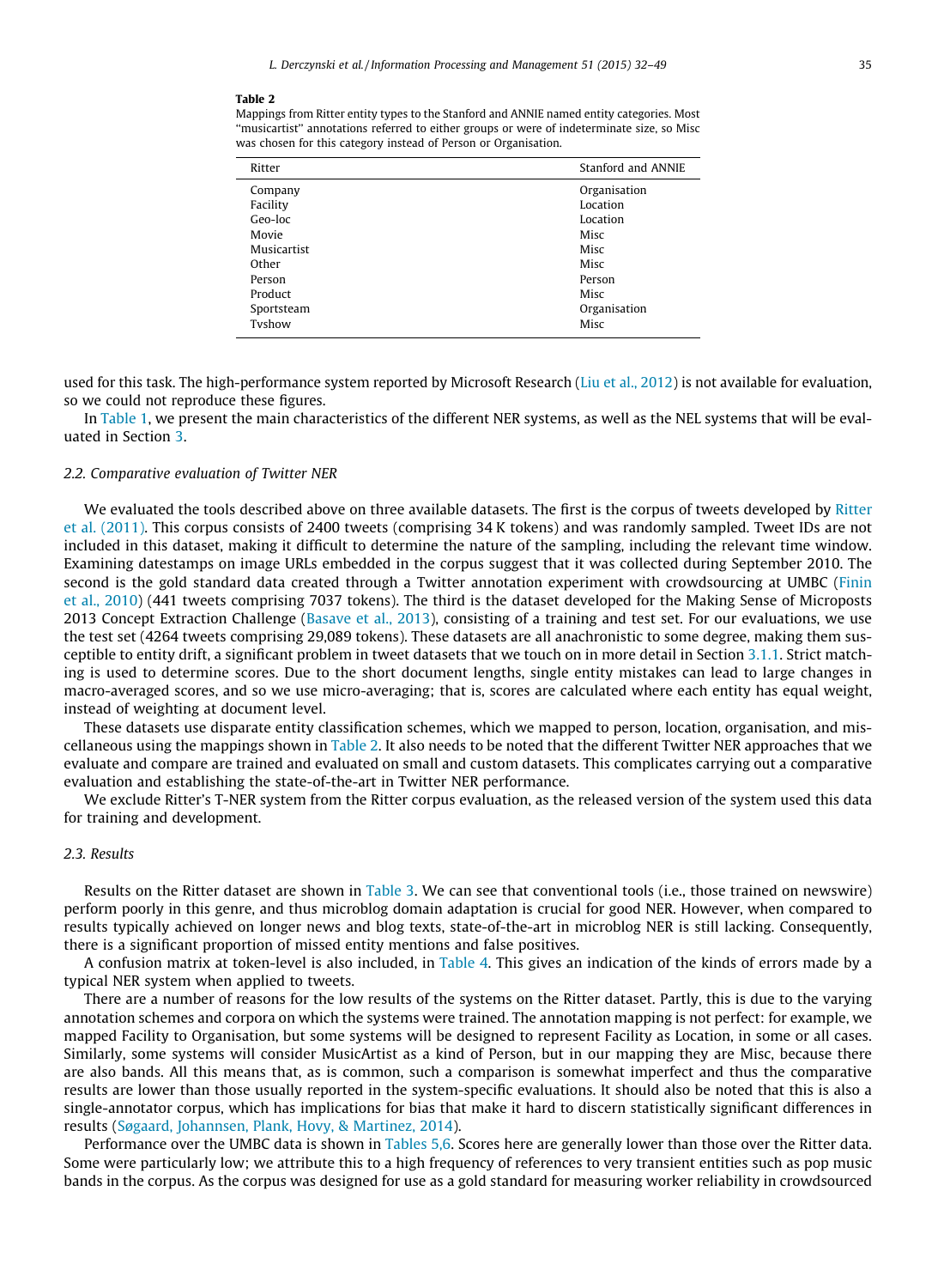**Table 2**
Mappings from Ritter entity types to the Stanford and ANNIE named entity categories. Most "musicartist" annotations referred to either groups or were of indeterminate size, so Misc was chosen for this category instead of Person or Organisation.

| Ritter | Stanford and ANNIE |
|---|---|
| Company | Organisation |
| Facility | Location |
| Geo-loc | Location |
| Movie | Misc |
| Musicartist | Misc |
| Other | Misc |
| Person | Person |
| Product | Misc |
| Sportsteam | Organisation |
| Tvshow | Misc |

used for this task. The high-performance system reported by Microsoft Research (Liu et al., 2012) is not available for evaluation, so we could not reproduce these figures.

In Table 1, we present the main characteristics of the different NER systems, as well as the NEL systems that will be evaluated in Section 3.

### 2.2. Comparative evaluation of Twitter NER

We evaluated the tools described above on three available datasets. The first is the corpus of tweets developed by Ritter et al. (2011). This corpus consists of 2400 tweets (comprising 34 K tokens) and was randomly sampled. Tweet IDs are not included in this dataset, making it difficult to determine the nature of the sampling, including the relevant time window. Examining datestamps on image URLs embedded in the corpus suggest that it was collected during September 2010. The second is the gold standard data created through a Twitter annotation experiment with crowdsourcing at UMBC (Finin et al., 2010) (441 tweets comprising 7037 tokens). The third is the dataset developed for the Making Sense of Microposts 2013 Concept Extraction Challenge (Basave et al., 2013), consisting of a training and test set. For our evaluations, we use the test set (4264 tweets comprising 29,089 tokens). These datasets are all anachronistic to some degree, making them susceptible to entity drift, a significant problem in tweet datasets that we touch on in more detail in Section 3.1.1. Strict matching is used to determine scores. Due to the short document lengths, single entity mistakes can lead to large changes in macro-averaged scores, and so we use micro-averaging; that is, scores are calculated where each entity has equal weight, instead of weighting at document level.

These datasets use disparate entity classification schemes, which we mapped to person, location, organisation, and miscellaneous using the mappings shown in Table 2. It also needs to be noted that the different Twitter NER approaches that we evaluate and compare are trained and evaluated on small and custom datasets. This complicates carrying out a comparative evaluation and establishing the state-of-the-art in Twitter NER performance.

We exclude Ritter's T-NER system from the Ritter corpus evaluation, as the released version of the system used this data for training and development.

### 2.3. Results

Results on the Ritter dataset are shown in Table 3. We can see that conventional tools (i.e., those trained on newswire) perform poorly in this genre, and thus microblog domain adaptation is crucial for good NER. However, when compared to results typically achieved on longer news and blog texts, state-of-the-art in microblog NER is still lacking. Consequently, there is a significant proportion of missed entity mentions and false positives.

A confusion matrix at token-level is also included, in Table 4. This gives an indication of the kinds of errors made by a typical NER system when applied to tweets.

There are a number of reasons for the low results of the systems on the Ritter dataset. Partly, this is due to the varying annotation schemes and corpora on which the systems were trained. The annotation mapping is not perfect: for example, we mapped Facility to Organisation, but some systems will be designed to represent Facility as Location, in some or all cases. Similarly, some systems will consider MusicArtist as a kind of Person, but in our mapping they are Misc, because there are also bands. All this means that, as is common, such a comparison is somewhat imperfect and thus the comparative results are lower than those usually reported in the system-specific evaluations. It should also be noted that this is also a single-annotator corpus, which has implications for bias that make it hard to discern statistically significant differences in results (Søgaard, Johannsen, Plank, Hovy, & Martinez, 2014).

Performance over the UMBC data is shown in Tables 5,6. Scores here are generally lower than those over the Ritter data. Some were particularly low; we attribute this to a high frequency of references to very transient entities such as pop music bands in the corpus. As the corpus was designed for use as a gold standard for measuring worker reliability in crowdsourced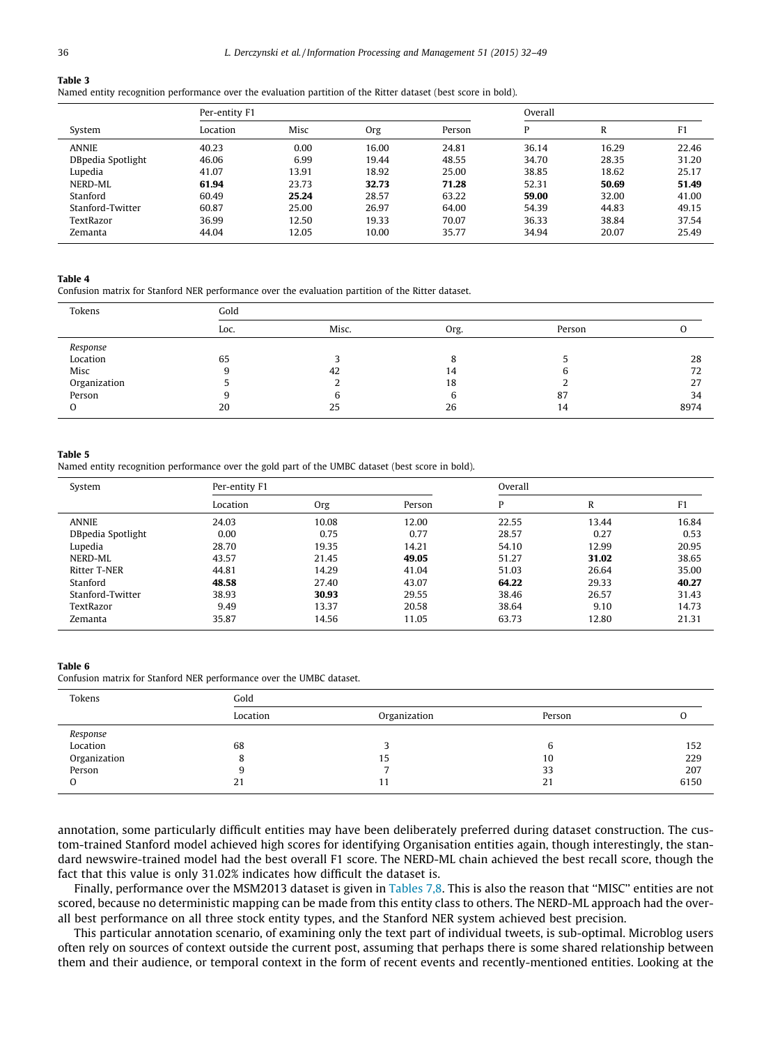**Table 3**
Named entity recognition performance over the evaluation partition of the Ritter dataset (best score in bold).

| System | Per-entity F1 | | | | Overall | | |
|---|---|---|---|---|---|---|---|
| | Location | Misc | Org | Person | P | R | F1 |
| ANNIE | 40.23 | 0.00 | 16.00 | 24.81 | 36.14 | 16.29 | 22.46 |
| DBpedia Spotlight | 46.06 | 6.99 | 19.44 | 48.55 | 34.70 | 28.35 | 31.20 |
| Lupedia | 41.07 | 13.91 | 18.92 | 25.00 | 38.85 | 18.62 | 25.17 |
| NERD-ML | **61.94** | 23.73 | **32.73** | **71.28** | 52.31 | **50.69** | **51.49** |
| Stanford | 60.49 | **25.24** | 28.57 | 63.22 | **59.00** | 32.00 | 41.00 |
| Stanford-Twitter | 60.87 | 25.00 | 26.97 | 64.00 | 54.39 | 44.83 | 49.15 |
| TextRazor | 36.99 | 12.50 | 19.33 | 70.07 | 36.33 | 38.84 | 37.54 |
| Zemanta | 44.04 | 12.05 | 10.00 | 35.77 | 34.94 | 20.07 | 25.49 |

**Table 4**
Confusion matrix for Stanford NER performance over the evaluation partition of the Ritter dataset.

| Tokens | Gold | | | | |
|---|---|---|---|---|---|
| | Loc. | Misc. | Org. | Person | O |
| *Response* | | | | | |
| Location | 65 | 3 | 8 | 5 | 28 |
| Misc | 9 | 42 | 14 | 6 | 72 |
| Organization | 5 | 2 | 18 | 2 | 27 |
| Person | 9 | 6 | 6 | 87 | 34 |
| O | 20 | 25 | 26 | 14 | 8974 |

**Table 5**
Named entity recognition performance over the gold part of the UMBC dataset (best score in bold).

| System | Per-entity F1 | | | Overall | | |
|---|---|---|---|---|---|---|
| | Location | Org | Person | P | R | F1 |
| ANNIE | 24.03 | 10.08 | 12.00 | 22.55 | 13.44 | 16.84 |
| DBpedia Spotlight | 0.00 | 0.75 | 0.77 | 28.57 | 0.27 | 0.53 |
| Lupedia | 28.70 | 19.35 | 14.21 | 54.10 | 12.99 | 20.95 |
| NERD-ML | 43.57 | 21.45 | **49.05** | 51.27 | **31.02** | 38.65 |
| Ritter T-NER | 44.81 | 14.29 | 41.04 | 51.03 | 26.64 | 35.00 |
| Stanford | **48.58** | 27.40 | 43.07 | **64.22** | 29.33 | **40.27** |
| Stanford-Twitter | 38.93 | **30.93** | 29.55 | 38.46 | 26.57 | 31.43 |
| TextRazor | 9.49 | 13.37 | 20.58 | 38.64 | 9.10 | 14.73 |
| Zemanta | 35.87 | 14.56 | 11.05 | 63.73 | 12.80 | 21.31 |

**Table 6**
Confusion matrix for Stanford NER performance over the UMBC dataset.

| Tokens | Gold | | | |
|---|---|---|---|---|
| | Location | Organization | Person | O |
| *Response* | | | | |
| Location | 68 | 3 | 6 | 152 |
| Organization | 8 | 15 | 10 | 229 |
| Person | 9 | 7 | 33 | 207 |
| O | 21 | 11 | 21 | 6150 |

annotation, some particularly difficult entities may have been deliberately preferred during dataset construction. The custom-trained Stanford model achieved high scores for identifying Organisation entities again, though interestingly, the standard newswire-trained model had the best overall F1 score. The NERD-ML chain achieved the best recall score, though the fact that this value is only 31.02% indicates how difficult the dataset is.

Finally, performance over the MSM2013 dataset is given in Tables 7,8. This is also the reason that "MISC" entities are not scored, because no deterministic mapping can be made from this entity class to others. The NERD-ML approach had the overall best performance on all three stock entity types, and the Stanford NER system achieved best precision.

This particular annotation scenario, of examining only the text part of individual tweets, is sub-optimal. Microblog users often rely on sources of context outside the current post, assuming that perhaps there is some shared relationship between them and their audience, or temporal context in the form of recent events and recently-mentioned entities. Looking at the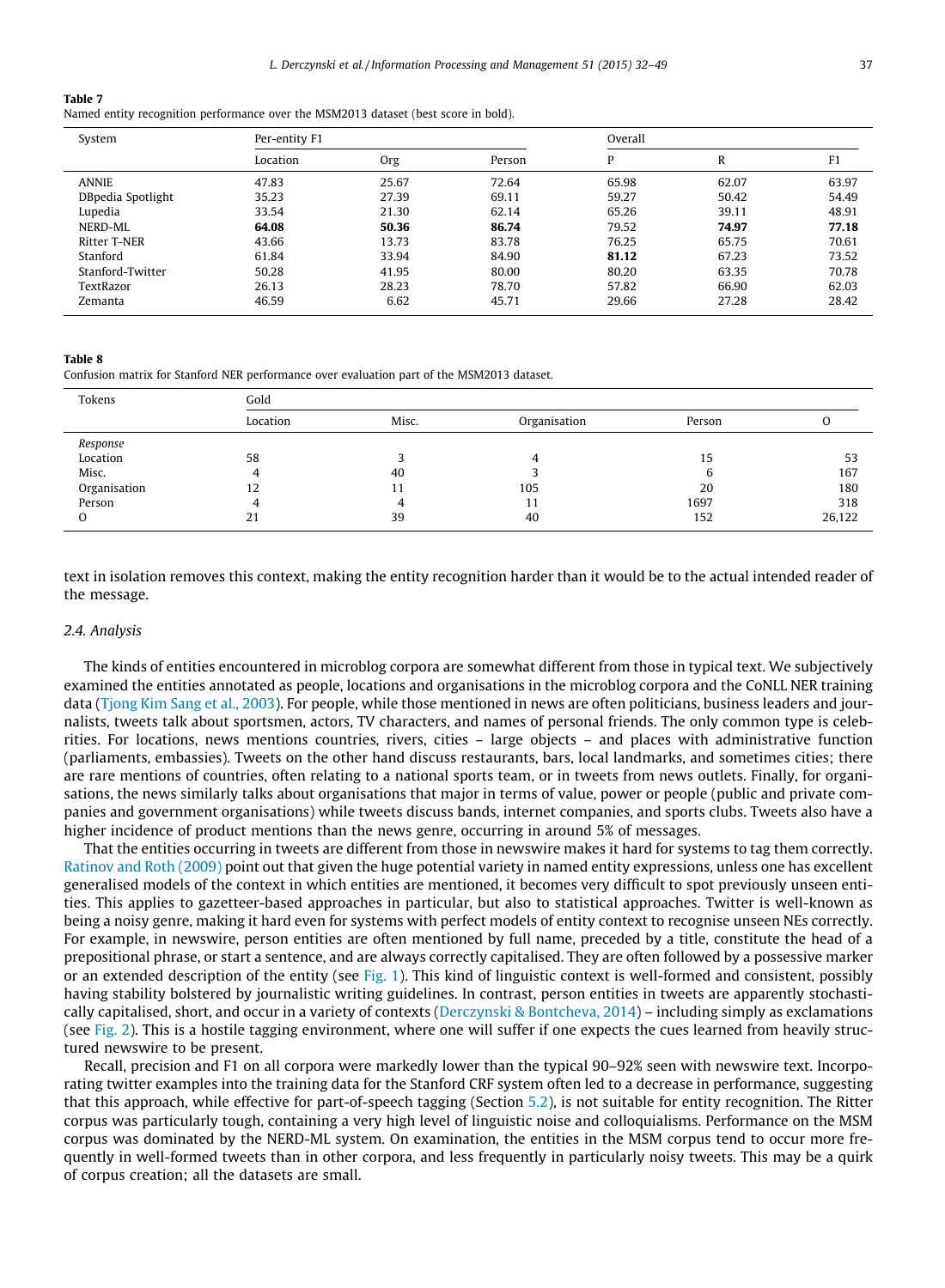**Table 7**
Named entity recognition performance over the MSM2013 dataset (best score in bold).

| System | Per-entity F1 | | | Overall | | |
|---|---|---|---|---|---|---|
| | Location | Org | Person | P | R | F1 |
| ANNIE | 47.83 | 25.67 | 72.64 | 65.98 | 62.07 | 63.97 |
| DBpedia Spotlight | 35.23 | 27.39 | 69.11 | 59.27 | 50.42 | 54.49 |
| Lupedia | 33.54 | 21.30 | 62.14 | 65.26 | 39.11 | 48.91 |
| NERD-ML | **64.08** | **50.36** | **86.74** | 79.52 | **74.97** | **77.18** |
| Ritter T-NER | 43.66 | 13.73 | 83.78 | 76.25 | 65.75 | 70.61 |
| Stanford | 61.84 | 33.94 | 84.90 | **81.12** | 67.23 | 73.52 |
| Stanford-Twitter | 50.28 | 41.95 | 80.00 | 80.20 | 63.35 | 70.78 |
| TextRazor | 26.13 | 28.23 | 78.70 | 57.82 | 66.90 | 62.03 |
| Zemanta | 46.59 | 6.62 | 45.71 | 29.66 | 27.28 | 28.42 |

**Table 8**
Confusion matrix for Stanford NER performance over evaluation part of the MSM2013 dataset.

| Tokens | Gold | | | | |
|---|---|---|---|---|---|
| | Location | Misc. | Organisation | Person | O |
| *Response* | | | | | |
| Location | 58 | 3 | 4 | 15 | 53 |
| Misc. | 4 | 40 | 3 | 6 | 167 |
| Organisation | 12 | 11 | 105 | 20 | 180 |
| Person | 4 | 4 | 11 | 1697 | 318 |
| O | 21 | 39 | 40 | 152 | 26,122 |

text in isolation removes this context, making the entity recognition harder than it would be to the actual intended reader of the message.

### 2.4. Analysis

The kinds of entities encountered in microblog corpora are somewhat different from those in typical text. We subjectively examined the entities annotated as people, locations and organisations in the microblog corpora and the CoNLL NER training data (Tjong Kim Sang et al., 2003). For people, while those mentioned in news are often politicians, business leaders and journalists, tweets talk about sportsmen, actors, TV characters, and names of personal friends. The only common type is celebrities. For locations, news mentions countries, rivers, cities – large objects – and places with administrative function (parliaments, embassies). Tweets on the other hand discuss restaurants, bars, local landmarks, and sometimes cities; there are rare mentions of countries, often relating to a national sports team, or in tweets from news outlets. Finally, for organisations, the news similarly talks about organisations that major in terms of value, power or people (public and private companies and government organisations) while tweets discuss bands, internet companies, and sports clubs. Tweets also have a higher incidence of product mentions than the news genre, occurring in around 5% of messages.

That the entities occurring in tweets are different from those in newswire makes it hard for systems to tag them correctly. Ratinov and Roth (2009) point out that given the huge potential variety in named entity expressions, unless one has excellent generalised models of the context in which entities are mentioned, it becomes very difficult to spot previously unseen entities. This applies to gazetteer-based approaches in particular, but also to statistical approaches. Twitter is well-known as being a noisy genre, making it hard even for systems with perfect models of entity context to recognise unseen NEs correctly. For example, in newswire, person entities are often mentioned by full name, preceded by a title, constitute the head of a prepositional phrase, or start a sentence, and are always correctly capitalised. They are often followed by a possessive marker or an extended description of the entity (see Fig. 1). This kind of linguistic context is well-formed and consistent, possibly having stability bolstered by journalistic writing guidelines. In contrast, person entities in tweets are apparently stochastically capitalised, short, and occur in a variety of contexts (Derczynski & Bontcheva, 2014) – including simply as exclamations (see Fig. 2). This is a hostile tagging environment, where one will suffer if one expects the cues learned from heavily structured newswire to be present.

Recall, precision and F1 on all corpora were markedly lower than the typical 90–92% seen with newswire text. Incorporating twitter examples into the training data for the Stanford CRF system often led to a decrease in performance, suggesting that this approach, while effective for part-of-speech tagging (Section 5.2), is not suitable for entity recognition. The Ritter corpus was particularly tough, containing a very high level of linguistic noise and colloquialisms. Performance on the MSM corpus was dominated by the NERD-ML system. On examination, the entities in the MSM corpus tend to occur more frequently in well-formed tweets than in other corpora, and less frequently in particularly noisy tweets. This may be a quirk of corpus creation; all the datasets are small.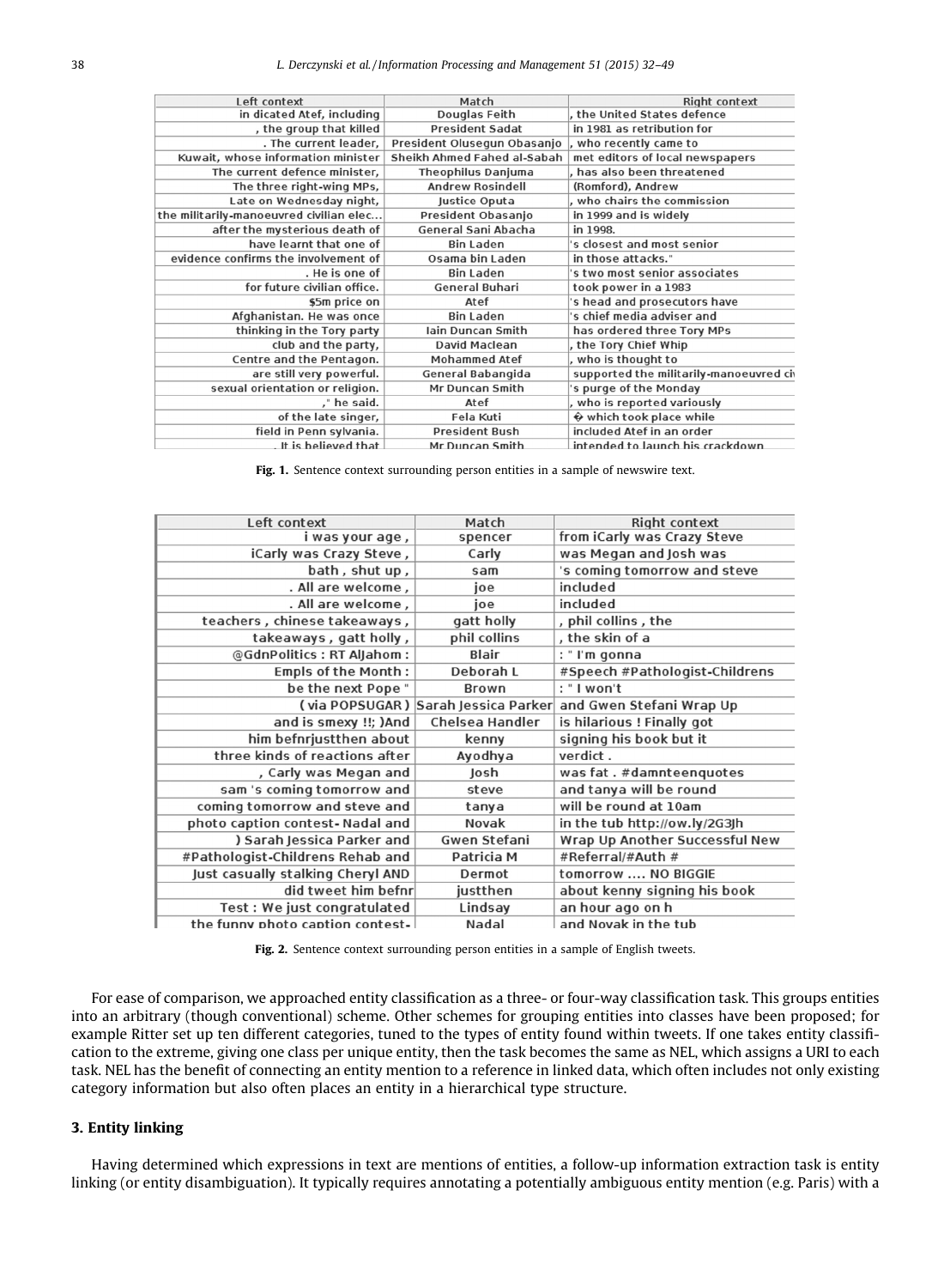| Left context | Match | Right context |
|---|---|---|
| in dicated Atef, including | Douglas Feith | , the United States defence |
| , the group that killed | President Sadat | in 1981 as retribution for |
| . The current leader, | President Olusegun Obasanjo | , who recently came to |
| Kuwait, whose information minister | Sheikh Ahmed Fahed al-Sabah | met editors of local newspapers |
| The current defence minister, | Theophilus Danjuma | , has also been threatened |
| The three right-wing MPs, | Andrew Rosindell | (Romford), Andrew |
| Late on Wednesday night, | Justice Oputa | , who chairs the commission |
| the militarily-manoeuvred civilian elec... | President Obasanjo | in 1999 and is widely |
| after the mysterious death of | General Sani Abacha | in 1998. |
| have learnt that one of | Bin Laden | 's closest and most senior |
| evidence confirms the involvement of | Osama bin Laden | in those attacks." |
| . He is one of | Bin Laden | 's two most senior associates |
| for future civilian office. | General Buhari | took power in a 1983 |
| $5m price on | Atef | 's head and prosecutors have |
| Afghanistan. He was once | Bin Laden | 's chief media adviser and |
| thinking in the Tory party | Iain Duncan Smith | has ordered three Tory MPs |
| club and the party, | David Maclean | , the Tory Chief Whip |
| Centre and the Pentagon. | Mohammed Atef | , who is thought to |
| are still very powerful. | General Babangida | supported the militarily-manoeuvred ci |
| sexual orientation or religion. | Mr Duncan Smith | 's purge of the Monday |
| ," he said. | Atef | , who is reported variously |
| of the late singer, | Fela Kuti | � which took place while |
| field in Penn sylvania. | President Bush | included Atef in an order |
| . It is believed that | Mr Duncan Smith | intended to launch his crackdown |

**Fig. 1.** Sentence context surrounding person entities in a sample of newswire text.

| Left context | Match | Right context |
|---|---|---|
| i was your age , | spencer | from iCarly was Crazy Steve |
| iCarly was Crazy Steve , | Carly | was Megan and Josh was |
| bath , shut up , | sam | 's coming tomorrow and steve |
| . All are welcome , | joe | included |
| . All are welcome , | joe | included |
| teachers , chinese takeaways , | gatt holly | , phil collins , the |
| takeaways , gatt holly , | phil collins | , the skin of a |
| @GdnPolitics : RT AlJahom : | Blair | : " I'm gonna |
| Empls of the Month : | Deborah L | #Speech #Pathologist-Childrens |
| be the next Pope " | Brown | : " I won't |
| ( via POPSUGAR ) | Sarah Jessica Parker | and Gwen Stefani Wrap Up |
| and is smexy !!; )And | Chelsea Handler | is hilarious ! Finally got |
| him befnrjustthen about | kenny | signing his book but it |
| three kinds of reactions after | Ayodhya | verdict . |
| , Carly was Megan and | Josh | was fat . #damnteenquotes |
| sam 's coming tomorrow and | steve | and tanya will be round |
| coming tomorrow and steve and | tanya | will be round at 10am |
| photo caption contest- Nadal and | Novak | in the tub http://ow.ly/2G3Jh |
| ) Sarah Jessica Parker and | Gwen Stefani | Wrap Up Another Successful New |
| #Pathologist-Childrens Rehab and | Patricia M | #Referral/#Auth # |
| Just casually stalking Cheryl AND | Dermot | tomorrow .... NO BIGGIE |
| did tweet him befnr | justthen | about kenny signing his book |
| Test : We just congratulated | Lindsay | an hour ago on h |
| the funny photo caption contest- | Nadal | and Novak in the tub |

**Fig. 2.** Sentence context surrounding person entities in a sample of English tweets.

For ease of comparison, we approached entity classification as a three- or four-way classification task. This groups entities into an arbitrary (though conventional) scheme. Other schemes for grouping entities into classes have been proposed; for example Ritter set up ten different categories, tuned to the types of entity found within tweets. If one takes entity classification to the extreme, giving one class per unique entity, then the task becomes the same as NEL, which assigns a URI to each task. NEL has the benefit of connecting an entity mention to a reference in linked data, which often includes not only existing category information but also often places an entity in a hierarchical type structure.

## 3. Entity linking

Having determined which expressions in text are mentions of entities, a follow-up information extraction task is entity linking (or entity disambiguation). It typically requires annotating a potentially ambiguous entity mention (e.g. Paris) with a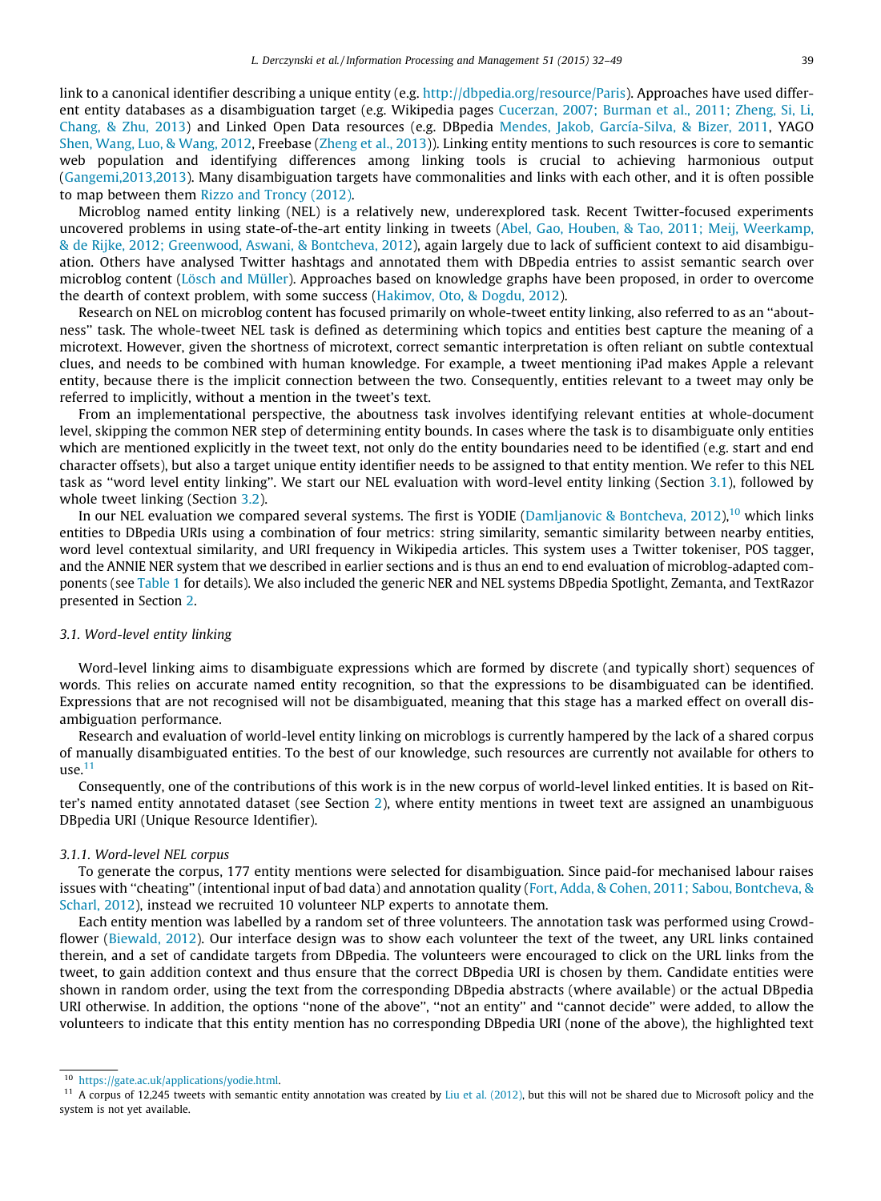link to a canonical identifier describing a unique entity (e.g. http://dbpedia.org/resource/Paris). Approaches have used different entity databases as a disambiguation target (e.g. Wikipedia pages Cucerzan, 2007; Burman et al., 2011; Zheng, Si, Li, Chang, & Zhu, 2013) and Linked Open Data resources (e.g. DBpedia Mendes, Jakob, García-Silva, & Bizer, 2011, YAGO Shen, Wang, Luo, & Wang, 2012, Freebase (Zheng et al., 2013)). Linking entity mentions to such resources is core to semantic web population and identifying differences among linking tools is crucial to achieving harmonious output (Gangemi,2013,2013). Many disambiguation targets have commonalities and links with each other, and it is often possible to map between them Rizzo and Troncy (2012).

Microblog named entity linking (NEL) is a relatively new, underexplored task. Recent Twitter-focused experiments uncovered problems in using state-of-the-art entity linking in tweets (Abel, Gao, Houben, & Tao, 2011; Meij, Weerkamp, & de Rijke, 2012; Greenwood, Aswani, & Bontcheva, 2012), again largely due to lack of sufficient context to aid disambiguation. Others have analysed Twitter hashtags and annotated them with DBpedia entries to assist semantic search over microblog content (Lösch and Müller). Approaches based on knowledge graphs have been proposed, in order to overcome the dearth of context problem, with some success (Hakimov, Oto, & Dogdu, 2012).

Research on NEL on microblog content has focused primarily on whole-tweet entity linking, also referred to as an "aboutness" task. The whole-tweet NEL task is defined as determining which topics and entities best capture the meaning of a microtext. However, given the shortness of microtext, correct semantic interpretation is often reliant on subtle contextual clues, and needs to be combined with human knowledge. For example, a tweet mentioning iPad makes Apple a relevant entity, because there is the implicit connection between the two. Consequently, entities relevant to a tweet may only be referred to implicitly, without a mention in the tweet's text.

From an implementational perspective, the aboutness task involves identifying relevant entities at whole-document level, skipping the common NER step of determining entity bounds. In cases where the task is to disambiguate only entities which are mentioned explicitly in the tweet text, not only do the entity boundaries need to be identified (e.g. start and end character offsets), but also a target unique entity identifier needs to be assigned to that entity mention. We refer to this NEL task as "word level entity linking". We start our NEL evaluation with word-level entity linking (Section 3.1), followed by whole tweet linking (Section 3.2).

In our NEL evaluation we compared several systems. The first is YODIE (Damljanovic & Bontcheva, 2012),[10] which links entities to DBpedia URIs using a combination of four metrics: string similarity, semantic similarity between nearby entities, word level contextual similarity, and URI frequency in Wikipedia articles. This system uses a Twitter tokeniser, POS tagger, and the ANNIE NER system that we described in earlier sections and is thus an end to end evaluation of microblog-adapted components (see Table 1 for details). We also included the generic NER and NEL systems DBpedia Spotlight, Zemanta, and TextRazor presented in Section 2.

### 3.1. Word-level entity linking

Word-level linking aims to disambiguate expressions which are formed by discrete (and typically short) sequences of words. This relies on accurate named entity recognition, so that the expressions to be disambiguated can be identified. Expressions that are not recognised will not be disambiguated, meaning that this stage has a marked effect on overall disambiguation performance.

Research and evaluation of world-level entity linking on microblogs is currently hampered by the lack of a shared corpus of manually disambiguated entities. To the best of our knowledge, such resources are currently not available for others to use.[11]

Consequently, one of the contributions of this work is in the new corpus of world-level linked entities. It is based on Ritter's named entity annotated dataset (see Section 2), where entity mentions in tweet text are assigned an unambiguous DBpedia URI (Unique Resource Identifier).

#### 3.1.1. Word-level NEL corpus

To generate the corpus, 177 entity mentions were selected for disambiguation. Since paid-for mechanised labour raises issues with "cheating" (intentional input of bad data) and annotation quality (Fort, Adda, & Cohen, 2011; Sabou, Bontcheva, & Scharl, 2012), instead we recruited 10 volunteer NLP experts to annotate them.

Each entity mention was labelled by a random set of three volunteers. The annotation task was performed using Crowdflower (Biewald, 2012). Our interface design was to show each volunteer the text of the tweet, any URL links contained therein, and a set of candidate targets from DBpedia. The volunteers were encouraged to click on the URL links from the tweet, to gain addition context and thus ensure that the correct DBpedia URI is chosen by them. Candidate entities were shown in random order, using the text from the corresponding DBpedia abstracts (where available) or the actual DBpedia URI otherwise. In addition, the options "none of the above", "not an entity" and "cannot decide" were added, to allow the volunteers to indicate that this entity mention has no corresponding DBpedia URI (none of the above), the highlighted text

[10] https://gate.ac.uk/applications/yodie.html.

[11] A corpus of 12,245 tweets with semantic entity annotation was created by Liu et al. (2012), but this will not be shared due to Microsoft policy and the system is not yet available.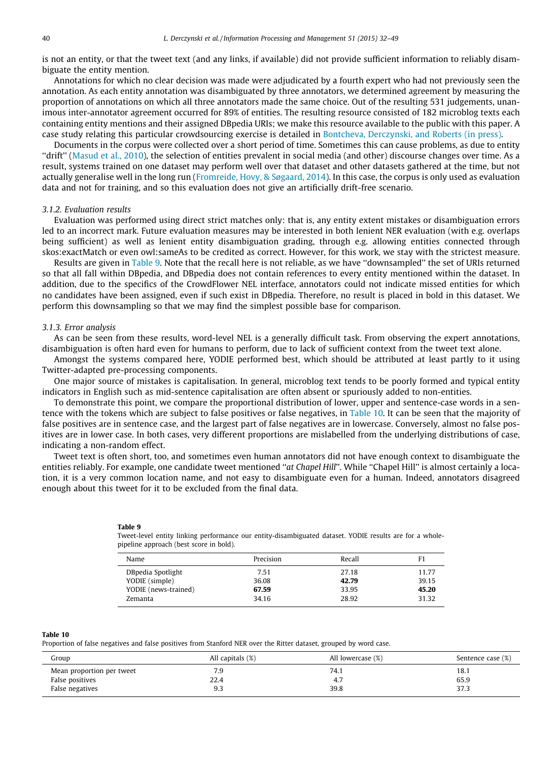is not an entity, or that the tweet text (and any links, if available) did not provide sufficient information to reliably disambiguate the entity mention.

Annotations for which no clear decision was made were adjudicated by a fourth expert who had not previously seen the annotation. As each entity annotation was disambiguated by three annotators, we determined agreement by measuring the proportion of annotations on which all three annotators made the same choice. Out of the resulting 531 judgements, unanimous inter-annotator agreement occurred for 89% of entities. The resulting resource consisted of 182 microblog texts each containing entity mentions and their assigned DBpedia URIs; we make this resource available to the public with this paper. A case study relating this particular crowdsourcing exercise is detailed in Bontcheva, Derczynski, and Roberts (in press).

Documents in the corpus were collected over a short period of time. Sometimes this can cause problems, as due to entity "drift" (Masud et al., 2010), the selection of entities prevalent in social media (and other) discourse changes over time. As a result, systems trained on one dataset may perform well over that dataset and other datasets gathered at the time, but not actually generalise well in the long run (Fromreide, Hovy, & Søgaard, 2014). In this case, the corpus is only used as evaluation data and not for training, and so this evaluation does not give an artificially drift-free scenario.

### 3.1.2. Evaluation results

Evaluation was performed using direct strict matches only: that is, any entity extent mistakes or disambiguation errors led to an incorrect mark. Future evaluation measures may be interested in both lenient NER evaluation (with e.g. overlaps being sufficient) as well as lenient entity disambiguation grading, through e.g. allowing entities connected through skos:exactMatch or even owl:sameAs to be credited as correct. However, for this work, we stay with the strictest measure.

Results are given in Table 9. Note that the recall here is not reliable, as we have "downsampled" the set of URIs returned so that all fall within DBpedia, and DBpedia does not contain references to every entity mentioned within the dataset. In addition, due to the specifics of the CrowdFlower NEL interface, annotators could not indicate missed entities for which no candidates have been assigned, even if such exist in DBpedia. Therefore, no result is placed in bold in this dataset. We perform this downsampling so that we may find the simplest possible base for comparison.

### 3.1.3. Error analysis

As can be seen from these results, word-level NEL is a generally difficult task. From observing the expert annotations, disambiguation is often hard even for humans to perform, due to lack of sufficient context from the tweet text alone.

Amongst the systems compared here, YODIE performed best, which should be attributed at least partly to it using Twitter-adapted pre-processing components.

One major source of mistakes is capitalisation. In general, microblog text tends to be poorly formed and typical entity indicators in English such as mid-sentence capitalisation are often absent or spuriously added to non-entities.

To demonstrate this point, we compare the proportional distribution of lower, upper and sentence-case words in a sentence with the tokens which are subject to false positives or false negatives, in Table 10. It can be seen that the majority of false positives are in sentence case, and the largest part of false negatives are in lowercase. Conversely, almost no false positives are in lower case. In both cases, very different proportions are mislabelled from the underlying distributions of case, indicating a non-random effect.

Tweet text is often short, too, and sometimes even human annotators did not have enough context to disambiguate the entities reliably. For example, one candidate tweet mentioned "*at Chapel Hill*". While "Chapel Hill" is almost certainly a location, it is a very common location name, and not easy to disambiguate even for a human. Indeed, annotators disagreed enough about this tweet for it to be excluded from the final data.

**Table 9**
Tweet-level entity linking performance our entity-disambiguated dataset. YODIE results are for a whole-pipeline approach (best score in bold).

| Name | Precision | Recall | F1 |
|---|---|---|---|
| DBpedia Spotlight | 7.51 | 27.18 | 11.77 |
| YODIE (simple) | 36.08 | **42.79** | 39.15 |
| YODIE (news-trained) | **67.59** | 33.95 | **45.20** |
| Zemanta | 34.16 | 28.92 | 31.32 |

**Table 10**
Proportion of false negatives and false positives from Stanford NER over the Ritter dataset, grouped by word case.

| Group | All capitals (%) | All lowercase (%) | Sentence case (%) |
|---|---|---|---|
| Mean proportion per tweet | 7.9 | 74.1 | 18.1 |
| False positives | 22.4 | 4.7 | 65.9 |
| False negatives | 9.3 | 39.8 | 37.3 |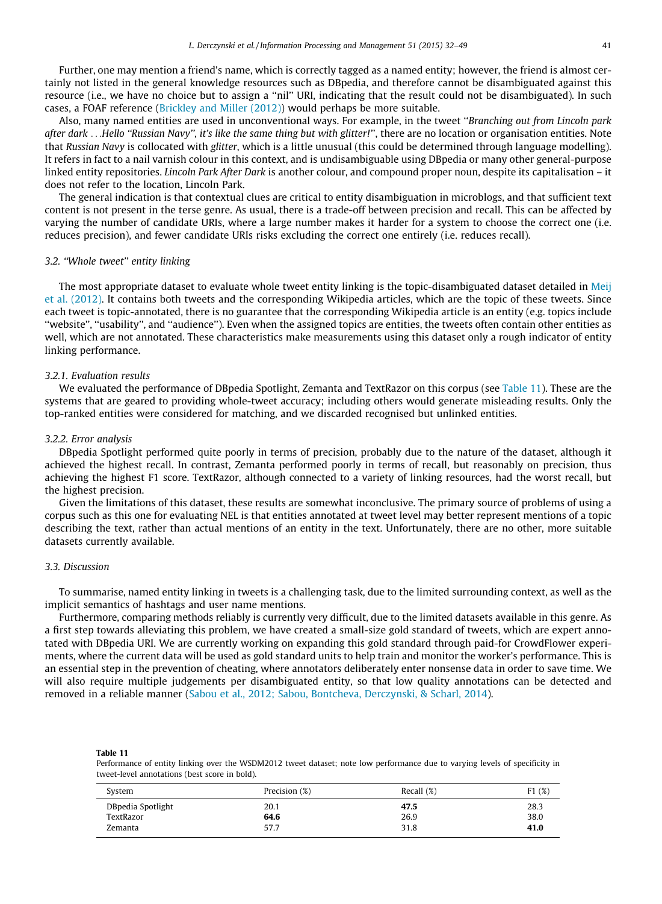Further, one may mention a friend's name, which is correctly tagged as a named entity; however, the friend is almost certainly not listed in the general knowledge resources such as DBpedia, and therefore cannot be disambiguated against this resource (i.e., we have no choice but to assign a "nil" URI, indicating that the result could not be disambiguated). In such cases, a FOAF reference (Brickley and Miller (2012)) would perhaps be more suitable.

Also, many named entities are used in unconventional ways. For example, in the tweet "*Branching out from Lincoln park after dark ...Hello "Russian Navy", it's like the same thing but with glitter!*", there are no location or organisation entities. Note that *Russian Navy* is collocated with *glitter*, which is a little unusual (this could be determined through language modelling). It refers in fact to a nail varnish colour in this context, and is undisambiguable using DBpedia or many other general-purpose linked entity repositories. *Lincoln Park After Dark* is another colour, and compound proper noun, despite its capitalisation – it does not refer to the location, Lincoln Park.

The general indication is that contextual clues are critical to entity disambiguation in microblogs, and that sufficient text content is not present in the terse genre. As usual, there is a trade-off between precision and recall. This can be affected by varying the number of candidate URIs, where a large number makes it harder for a system to choose the correct one (i.e. reduces precision), and fewer candidate URIs risks excluding the correct one entirely (i.e. reduces recall).

### 3.2. "Whole tweet" entity linking

The most appropriate dataset to evaluate whole tweet entity linking is the topic-disambiguated dataset detailed in Meij et al. (2012). It contains both tweets and the corresponding Wikipedia articles, which are the topic of these tweets. Since each tweet is topic-annotated, there is no guarantee that the corresponding Wikipedia article is an entity (e.g. topics include "website", "usability", and "audience"). Even when the assigned topics are entities, the tweets often contain other entities as well, which are not annotated. These characteristics make measurements using this dataset only a rough indicator of entity linking performance.

#### 3.2.1. Evaluation results

We evaluated the performance of DBpedia Spotlight, Zemanta and TextRazor on this corpus (see Table 11). These are the systems that are geared to providing whole-tweet accuracy; including others would generate misleading results. Only the top-ranked entities were considered for matching, and we discarded recognised but unlinked entities.

#### 3.2.2. Error analysis

DBpedia Spotlight performed quite poorly in terms of precision, probably due to the nature of the dataset, although it achieved the highest recall. In contrast, Zemanta performed poorly in terms of recall, but reasonably on precision, thus achieving the highest F1 score. TextRazor, although connected to a variety of linking resources, had the worst recall, but the highest precision.

Given the limitations of this dataset, these results are somewhat inconclusive. The primary source of problems of using a corpus such as this one for evaluating NEL is that entities annotated at tweet level may better represent mentions of a topic describing the text, rather than actual mentions of an entity in the text. Unfortunately, there are no other, more suitable datasets currently available.

### 3.3. Discussion

To summarise, named entity linking in tweets is a challenging task, due to the limited surrounding context, as well as the implicit semantics of hashtags and user name mentions.

Furthermore, comparing methods reliably is currently very difficult, due to the limited datasets available in this genre. As a first step towards alleviating this problem, we have created a small-size gold standard of tweets, which are expert annotated with DBpedia URI. We are currently working on expanding this gold standard through paid-for CrowdFlower experiments, where the current data will be used as gold standard units to help train and monitor the worker's performance. This is an essential step in the prevention of cheating, where annotators deliberately enter nonsense data in order to save time. We will also require multiple judgements per disambiguated entity, so that low quality annotations can be detected and removed in a reliable manner (Sabou et al., 2012; Sabou, Bontcheva, Derczynski, & Scharl, 2014).

**Table 11**
Performance of entity linking over the WSDM2012 tweet dataset; note low performance due to varying levels of specificity in tweet-level annotations (best score in bold).

| System | Precision (%) | Recall (%) | F1 (%) |
|---|---|---|---|
| DBpedia Spotlight | 20.1 | **47.5** | 28.3 |
| TextRazor | **64.6** | 26.9 | 38.0 |
| Zemanta | 57.7 | 31.8 | **41.0** |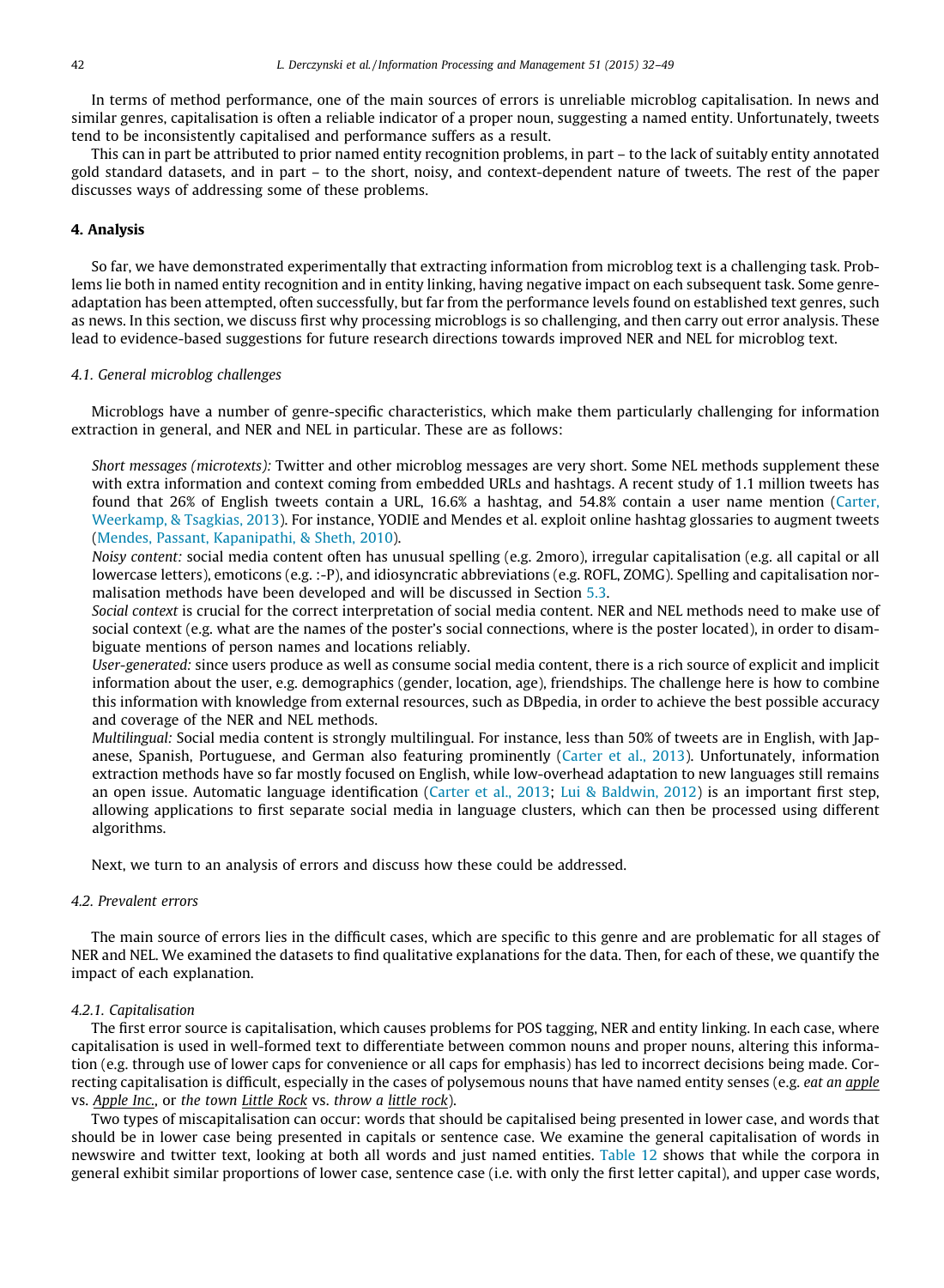In terms of method performance, one of the main sources of errors is unreliable microblog capitalisation. In news and similar genres, capitalisation is often a reliable indicator of a proper noun, suggesting a named entity. Unfortunately, tweets tend to be inconsistently capitalised and performance suffers as a result.

This can in part be attributed to prior named entity recognition problems, in part – to the lack of suitably entity annotated gold standard datasets, and in part – to the short, noisy, and context-dependent nature of tweets. The rest of the paper discusses ways of addressing some of these problems.

## 4. Analysis

So far, we have demonstrated experimentally that extracting information from microblog text is a challenging task. Problems lie both in named entity recognition and in entity linking, having negative impact on each subsequent task. Some genre-adaptation has been attempted, often successfully, but far from the performance levels found on established text genres, such as news. In this section, we discuss first why processing microblogs is so challenging, and then carry out error analysis. These lead to evidence-based suggestions for future research directions towards improved NER and NEL for microblog text.

### 4.1. General microblog challenges

Microblogs have a number of genre-specific characteristics, which make them particularly challenging for information extraction in general, and NER and NEL in particular. These are as follows:

*Short messages (microtexts):* Twitter and other microblog messages are very short. Some NEL methods supplement these with extra information and context coming from embedded URLs and hashtags. A recent study of 1.1 million tweets has found that 26% of English tweets contain a URL, 16.6% a hashtag, and 54.8% contain a user name mention (Carter, Weerkamp, & Tsagkias, 2013). For instance, YODIE and Mendes et al. exploit online hashtag glossaries to augment tweets (Mendes, Passant, Kapanipathi, & Sheth, 2010).

*Noisy content:* social media content often has unusual spelling (e.g. 2moro), irregular capitalisation (e.g. all capital or all lowercase letters), emoticons (e.g. :-P), and idiosyncratic abbreviations (e.g. ROFL, ZOMG). Spelling and capitalisation normalisation methods have been developed and will be discussed in Section 5.3.

*Social context* is crucial for the correct interpretation of social media content. NER and NEL methods need to make use of social context (e.g. what are the names of the poster's social connections, where is the poster located), in order to disambiguate mentions of person names and locations reliably.

*User-generated:* since users produce as well as consume social media content, there is a rich source of explicit and implicit information about the user, e.g. demographics (gender, location, age), friendships. The challenge here is how to combine this information with knowledge from external resources, such as DBpedia, in order to achieve the best possible accuracy and coverage of the NER and NEL methods.

*Multilingual:* Social media content is strongly multilingual. For instance, less than 50% of tweets are in English, with Japanese, Spanish, Portuguese, and German also featuring prominently (Carter et al., 2013). Unfortunately, information extraction methods have so far mostly focused on English, while low-overhead adaptation to new languages still remains an open issue. Automatic language identification (Carter et al., 2013; Lui & Baldwin, 2012) is an important first step, allowing applications to first separate social media in language clusters, which can then be processed using different algorithms.

Next, we turn to an analysis of errors and discuss how these could be addressed.

### 4.2. Prevalent errors

The main source of errors lies in the difficult cases, which are specific to this genre and are problematic for all stages of NER and NEL. We examined the datasets to find qualitative explanations for the data. Then, for each of these, we quantify the impact of each explanation.

#### 4.2.1. Capitalisation

The first error source is capitalisation, which causes problems for POS tagging, NER and entity linking. In each case, where capitalisation is used in well-formed text to differentiate between common nouns and proper nouns, altering this information (e.g. through use of lower caps for convenience or all caps for emphasis) has led to incorrect decisions being made. Correcting capitalisation is difficult, especially in the cases of polysemous nouns that have named entity senses (e.g. *eat an* apple vs. Apple Inc., or *the town* Little Rock vs. *throw a* little rock).

Two types of miscapitalisation can occur: words that should be capitalised being presented in lower case, and words that should be in lower case being presented in capitals or sentence case. We examine the general capitalisation of words in newswire and twitter text, looking at both all words and just named entities. Table 12 shows that while the corpora in general exhibit similar proportions of lower case, sentence case (i.e. with only the first letter capital), and upper case words,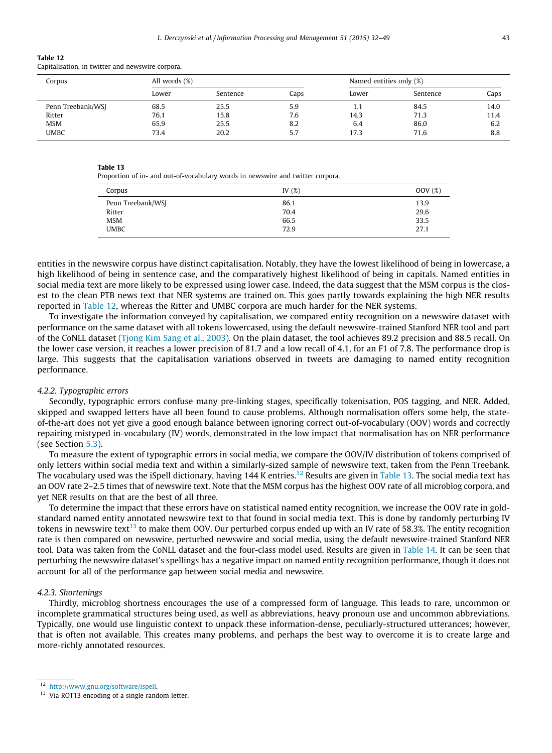**Table 12**
Capitalisation, in twitter and newswire corpora.

| Corpus | All words (%) | | | Named entities only (%) | | |
|---|---|---|---|---|---|---|
| | Lower | Sentence | Caps | Lower | Sentence | Caps |
| Penn Treebank/WSJ | 68.5 | 25.5 | 5.9 | 1.1 | 84.5 | 14.0 |
| Ritter | 76.1 | 15.8 | 7.6 | 14.3 | 71.3 | 11.4 |
| MSM | 65.9 | 25.5 | 8.2 | 6.4 | 86.0 | 6.2 |
| UMBC | 73.4 | 20.2 | 5.7 | 17.3 | 71.6 | 8.8 |

**Table 13**
Proportion of in- and out-of-vocabulary words in newswire and twitter corpora.

| Corpus | IV (%) | OOV (%) |
|---|---|---|
| Penn Treebank/WSJ | 86.1 | 13.9 |
| Ritter | 70.4 | 29.6 |
| MSM | 66.5 | 33.5 |
| UMBC | 72.9 | 27.1 |

entities in the newswire corpus have distinct capitalisation. Notably, they have the lowest likelihood of being in lowercase, a high likelihood of being in sentence case, and the comparatively highest likelihood of being in capitals. Named entities in social media text are more likely to be expressed using lower case. Indeed, the data suggest that the MSM corpus is the closest to the clean PTB news text that NER systems are trained on. This goes partly towards explaining the high NER results reported in Table 12, whereas the Ritter and UMBC corpora are much harder for the NER systems.

To investigate the information conveyed by capitalisation, we compared entity recognition on a newswire dataset with performance on the same dataset with all tokens lowercased, using the default newswire-trained Stanford NER tool and part of the CoNLL dataset (Tjong Kim Sang et al., 2003). On the plain dataset, the tool achieves 89.2 precision and 88.5 recall. On the lower case version, it reaches a lower precision of 81.7 and a low recall of 4.1, for an F1 of 7.8. The performance drop is large. This suggests that the capitalisation variations observed in tweets are damaging to named entity recognition performance.

#### 4.2.2. Typographic errors

Secondly, typographic errors confuse many pre-linking stages, specifically tokenisation, POS tagging, and NER. Added, skipped and swapped letters have all been found to cause problems. Although normalisation offers some help, the state-of-the-art does not yet give a good enough balance between ignoring correct out-of-vocabulary (OOV) words and correctly repairing mistyped in-vocabulary (IV) words, demonstrated in the low impact that normalisation has on NER performance (see Section 5.3).

To measure the extent of typographic errors in social media, we compare the OOV/IV distribution of tokens comprised of only letters within social media text and within a similarly-sized sample of newswire text, taken from the Penn Treebank. The vocabulary used was the iSpell dictionary, having 144 K entries.[12] Results are given in Table 13. The social media text has an OOV rate 2–2.5 times that of newswire text. Note that the MSM corpus has the highest OOV rate of all microblog corpora, and yet NER results on that are the best of all three.

To determine the impact that these errors have on statistical named entity recognition, we increase the OOV rate in gold-standard named entity annotated newswire text to that found in social media text. This is done by randomly perturbing IV tokens in newswire text[13] to make them OOV. Our perturbed corpus ended up with an IV rate of 58.3%. The entity recognition rate is then compared on newswire, perturbed newswire and social media, using the default newswire-trained Stanford NER tool. Data was taken from the CoNLL dataset and the four-class model used. Results are given in Table 14. It can be seen that perturbing the newswire dataset's spellings has a negative impact on named entity recognition performance, though it does not account for all of the performance gap between social media and newswire.

#### 4.2.3. Shortenings

Thirdly, microblog shortness encourages the use of a compressed form of language. This leads to rare, uncommon or incomplete grammatical structures being used, as well as abbreviations, heavy pronoun use and uncommon abbreviations. Typically, one would use linguistic context to unpack these information-dense, peculiarly-structured utterances; however, that is often not available. This creates many problems, and perhaps the best way to overcome it is to create large and more-richly annotated resources.

---

[12] http://www.gnu.org/software/ispell.

[13] Via ROT13 encoding of a single random letter.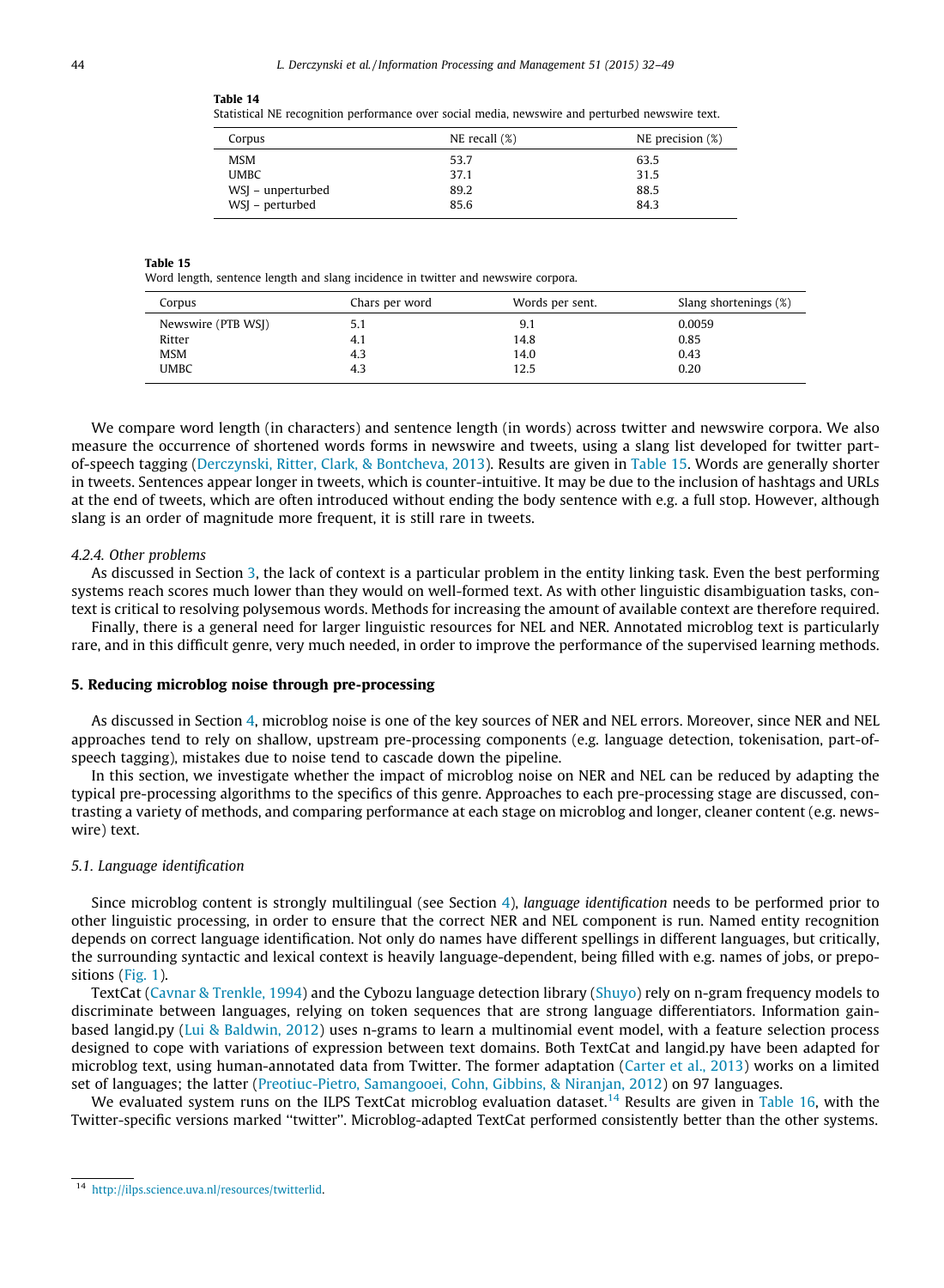**Table 14**
Statistical NE recognition performance over social media, newswire and perturbed newswire text.

| Corpus | NE recall (%) | NE precision (%) |
|---|---|---|
| MSM | 53.7 | 63.5 |
| UMBC | 37.1 | 31.5 |
| WSJ – unperturbed | 89.2 | 88.5 |
| WSJ – perturbed | 85.6 | 84.3 |

**Table 15**
Word length, sentence length and slang incidence in twitter and newswire corpora.

| Corpus | Chars per word | Words per sent. | Slang shortenings (%) |
|---|---|---|---|
| Newswire (PTB WSJ) | 5.1 | 9.1 | 0.0059 |
| Ritter | 4.1 | 14.8 | 0.85 |
| MSM | 4.3 | 14.0 | 0.43 |
| UMBC | 4.3 | 12.5 | 0.20 |

We compare word length (in characters) and sentence length (in words) across twitter and newswire corpora. We also measure the occurrence of shortened words forms in newswire and tweets, using a slang list developed for twitter part-of-speech tagging (Derczynski, Ritter, Clark, & Bontcheva, 2013). Results are given in Table 15. Words are generally shorter in tweets. Sentences appear longer in tweets, which is counter-intuitive. It may be due to the inclusion of hashtags and URLs at the end of tweets, which are often introduced without ending the body sentence with e.g. a full stop. However, although slang is an order of magnitude more frequent, it is still rare in tweets.

#### 4.2.4. Other problems

As discussed in Section 3, the lack of context is a particular problem in the entity linking task. Even the best performing systems reach scores much lower than they would on well-formed text. As with other linguistic disambiguation tasks, context is critical to resolving polysemous words. Methods for increasing the amount of available context are therefore required.

Finally, there is a general need for larger linguistic resources for NEL and NER. Annotated microblog text is particularly rare, and in this difficult genre, very much needed, in order to improve the performance of the supervised learning methods.

## 5. Reducing microblog noise through pre-processing

As discussed in Section 4, microblog noise is one of the key sources of NER and NEL errors. Moreover, since NER and NEL approaches tend to rely on shallow, upstream pre-processing components (e.g. language detection, tokenisation, part-of-speech tagging), mistakes due to noise tend to cascade down the pipeline.

In this section, we investigate whether the impact of microblog noise on NER and NEL can be reduced by adapting the typical pre-processing algorithms to the specifics of this genre. Approaches to each pre-processing stage are discussed, contrasting a variety of methods, and comparing performance at each stage on microblog and longer, cleaner content (e.g. newswire) text.

### 5.1. Language identification

Since microblog content is strongly multilingual (see Section 4), *language identification* needs to be performed prior to other linguistic processing, in order to ensure that the correct NER and NEL component is run. Named entity recognition depends on correct language identification. Not only do names have different spellings in different languages, but critically, the surrounding syntactic and lexical context is heavily language-dependent, being filled with e.g. names of jobs, or prepositions (Fig. 1).

TextCat (Cavnar & Trenkle, 1994) and the Cybozu language detection library (Shuyo) rely on n-gram frequency models to discriminate between languages, relying on token sequences that are strong language differentiators. Information gain-based langid.py (Lui & Baldwin, 2012) uses n-grams to learn a multinomial event model, with a feature selection process designed to cope with variations of expression between text domains. Both TextCat and langid.py have been adapted for microblog text, using human-annotated data from Twitter. The former adaptation (Carter et al., 2013) works on a limited set of languages; the latter (Preotiuc-Pietro, Samangooei, Cohn, Gibbins, & Niranjan, 2012) on 97 languages.

We evaluated system runs on the ILPS TextCat microblog evaluation dataset.[14] Results are given in Table 16, with the Twitter-specific versions marked "twitter". Microblog-adapted TextCat performed consistently better than the other systems.

[14] http://ilps.science.uva.nl/resources/twitterlid.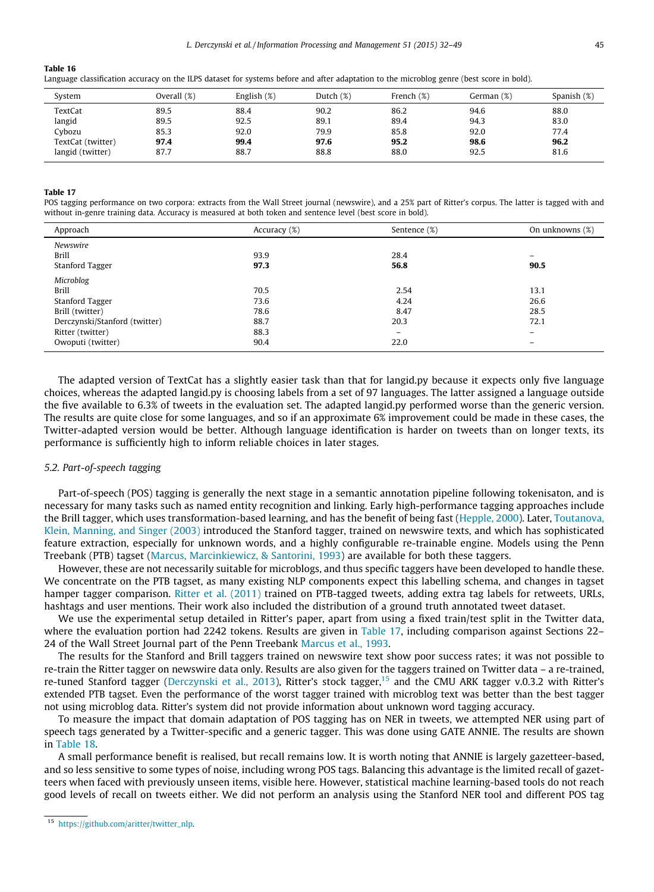**Table 16**
Language classification accuracy on the ILPS dataset for systems before and after adaptation to the microblog genre (best score in bold).

| System | Overall (%) | English (%) | Dutch (%) | French (%) | German (%) | Spanish (%) |
|---|---|---|---|---|---|---|
| TextCat | 89.5 | 88.4 | 90.2 | 86.2 | 94.6 | 88.0 |
| langid | 89.5 | 92.5 | 89.1 | 89.4 | 94.3 | 83.0 |
| Cybozu | 85.3 | 92.0 | 79.9 | 85.8 | 92.0 | 77.4 |
| TextCat (twitter) | **97.4** | **99.4** | **97.6** | **95.2** | **98.6** | **96.2** |
| langid (twitter) | 87.7 | 88.7 | 88.8 | 88.0 | 92.5 | 81.6 |

**Table 17**
POS tagging performance on two corpora: extracts from the Wall Street journal (newswire), and a 25% part of Ritter's corpus. The latter is tagged with and without in-genre training data. Accuracy is measured at both token and sentence level (best score in bold).

| Approach | Accuracy (%) | Sentence (%) | On unknowns (%) |
|---|---|---|---|
| *Newswire* | | | |
| Brill | 93.9 | 28.4 | – |
| Stanford Tagger | **97.3** | **56.8** | **90.5** |
| *Microblog* | | | |
| Brill | 70.5 | 2.54 | 13.1 |
| Stanford Tagger | 73.6 | 4.24 | 26.6 |
| Brill (twitter) | 78.6 | 8.47 | 28.5 |
| Derczynski/Stanford (twitter) | 88.7 | 20.3 | 72.1 |
| Ritter (twitter) | 88.3 | – | – |
| Owoputi (twitter) | 90.4 | 22.0 | – |

The adapted version of TextCat has a slightly easier task than that for langid.py because it expects only five language choices, whereas the adapted langid.py is choosing labels from a set of 97 languages. The latter assigned a language outside the five available to 6.3% of tweets in the evaluation set. The adapted langid.py performed worse than the generic version. The results are quite close for some languages, and so if an approximate 6% improvement could be made in these cases, the Twitter-adapted version would be better. Although language identification is harder on tweets than on longer texts, its performance is sufficiently high to inform reliable choices in later stages.

### 5.2. Part-of-speech tagging

Part-of-speech (POS) tagging is generally the next stage in a semantic annotation pipeline following tokenisaton, and is necessary for many tasks such as named entity recognition and linking. Early high-performance tagging approaches include the Brill tagger, which uses transformation-based learning, and has the benefit of being fast (Hepple, 2000). Later, Toutanova, Klein, Manning, and Singer (2003) introduced the Stanford tagger, trained on newswire texts, and which has sophisticated feature extraction, especially for unknown words, and a highly configurable re-trainable engine. Models using the Penn Treebank (PTB) tagset (Marcus, Marcinkiewicz, & Santorini, 1993) are available for both these taggers.

However, these are not necessarily suitable for microblogs, and thus specific taggers have been developed to handle these. We concentrate on the PTB tagset, as many existing NLP components expect this labelling schema, and changes in tagset hamper tagger comparison. Ritter et al. (2011) trained on PTB-tagged tweets, adding extra tag labels for retweets, URLs, hashtags and user mentions. Their work also included the distribution of a ground truth annotated tweet dataset.

We use the experimental setup detailed in Ritter's paper, apart from using a fixed train/test split in the Twitter data, where the evaluation portion had 2242 tokens. Results are given in Table 17, including comparison against Sections 22–24 of the Wall Street Journal part of the Penn Treebank Marcus et al., 1993.

The results for the Stanford and Brill taggers trained on newswire text show poor success rates; it was not possible to re-train the Ritter tagger on newswire data only. Results are also given for the taggers trained on Twitter data – a re-trained, re-tuned Stanford tagger (Derczynski et al., 2013), Ritter's stock tagger,[15] and the CMU ARK tagger v.0.3.2 with Ritter's extended PTB tagset. Even the performance of the worst tagger trained with microblog text was better than the best tagger not using microblog data. Ritter's system did not provide information about unknown word tagging accuracy.

To measure the impact that domain adaptation of POS tagging has on NER in tweets, we attempted NER using part of speech tags generated by a Twitter-specific and a generic tagger. This was done using GATE ANNIE. The results are shown in Table 18.

A small performance benefit is realised, but recall remains low. It is worth noting that ANNIE is largely gazetteer-based, and so less sensitive to some types of noise, including wrong POS tags. Balancing this advantage is the limited recall of gazetteers when faced with previously unseen items, visible here. However, statistical machine learning-based tools do not reach good levels of recall on tweets either. We did not perform an analysis using the Stanford NER tool and different POS tag

[15] https://github.com/aritter/twitter_nlp.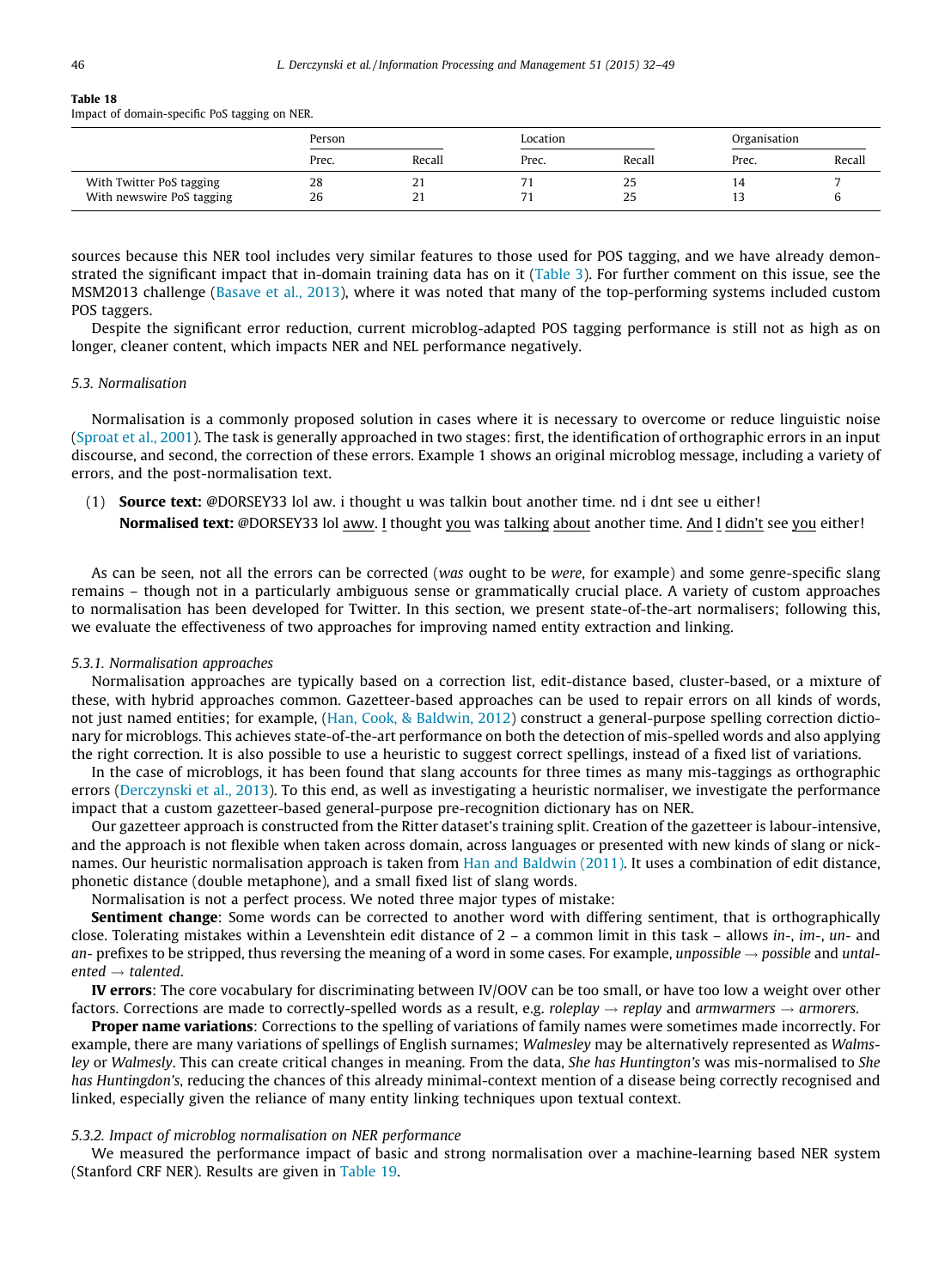Table 18
Impact of domain-specific PoS tagging on NER.

| | Person | | Location | | Organisation | |
|---|---|---|---|---|---|---|
| | Prec. | Recall | Prec. | Recall | Prec. | Recall |
| With Twitter PoS tagging | 28 | 21 | 71 | 25 | 14 | 7 |
| With newswire PoS tagging | 26 | 21 | 71 | 25 | 13 | 6 |

sources because this NER tool includes very similar features to those used for POS tagging, and we have already demonstrated the significant impact that in-domain training data has on it (Table 3). For further comment on this issue, see the MSM2013 challenge (Basave et al., 2013), where it was noted that many of the top-performing systems included custom POS taggers.

Despite the significant error reduction, current microblog-adapted POS tagging performance is still not as high as on longer, cleaner content, which impacts NER and NEL performance negatively.

### 5.3. Normalisation

Normalisation is a commonly proposed solution in cases where it is necessary to overcome or reduce linguistic noise (Sproat et al., 2001). The task is generally approached in two stages: first, the identification of orthographic errors in an input discourse, and second, the correction of these errors. Example 1 shows an original microblog message, including a variety of errors, and the post-normalisation text.

(1) **Source text:** @DORSEY33 lol aw. i thought u was talkin bout another time. nd i dnt see u either!
**Normalised text:** @DORSEY33 lol aww. I thought you was talking about another time. And I didn't see you either!

As can be seen, not all the errors can be corrected (*was* ought to be *were*, for example) and some genre-specific slang remains – though not in a particularly ambiguous sense or grammatically crucial place. A variety of custom approaches to normalisation has been developed for Twitter. In this section, we present state-of-the-art normalisers; following this, we evaluate the effectiveness of two approaches for improving named entity extraction and linking.

#### 5.3.1. Normalisation approaches

Normalisation approaches are typically based on a correction list, edit-distance based, cluster-based, or a mixture of these, with hybrid approaches common. Gazetteer-based approaches can be used to repair errors on all kinds of words, not just named entities; for example, (Han, Cook, & Baldwin, 2012) construct a general-purpose spelling correction dictionary for microblogs. This achieves state-of-the-art performance on both the detection of mis-spelled words and also applying the right correction. It is also possible to use a heuristic to suggest correct spellings, instead of a fixed list of variations.

In the case of microblogs, it has been found that slang accounts for three times as many mis-taggings as orthographic errors (Derczynski et al., 2013). To this end, as well as investigating a heuristic normaliser, we investigate the performance impact that a custom gazetteer-based general-purpose pre-recognition dictionary has on NER.

Our gazetteer approach is constructed from the Ritter dataset's training split. Creation of the gazetteer is labour-intensive, and the approach is not flexible when taken across domain, across languages or presented with new kinds of slang or nicknames. Our heuristic normalisation approach is taken from Han and Baldwin (2011). It uses a combination of edit distance, phonetic distance (double metaphone), and a small fixed list of slang words.

Normalisation is not a perfect process. We noted three major types of mistake:

**Sentiment change**: Some words can be corrected to another word with differing sentiment, that is orthographically close. Tolerating mistakes within a Levenshtein edit distance of 2 – a common limit in this task – allows *in-*, *im-*, *un-* and *an-* prefixes to be stripped, thus reversing the meaning of a word in some cases. For example, *unpossible* → *possible* and *untalented* → *talented*.

**IV errors**: The core vocabulary for discriminating between IV/OOV can be too small, or have too low a weight over other factors. Corrections are made to correctly-spelled words as a result, e.g. *roleplay* → *replay* and *armwarmers* → *armorers*.

**Proper name variations**: Corrections to the spelling of variations of family names were sometimes made incorrectly. For example, there are many variations of spellings of English surnames; *Walmesley* may be alternatively represented as *Walmsley* or *Walmesly*. This can create critical changes in meaning. From the data, *She has Huntington's* was mis-normalised to *She has Huntingdon's*, reducing the chances of this already minimal-context mention of a disease being correctly recognised and linked, especially given the reliance of many entity linking techniques upon textual context.

#### 5.3.2. Impact of microblog normalisation on NER performance

We measured the performance impact of basic and strong normalisation over a machine-learning based NER system (Stanford CRF NER). Results are given in Table 19.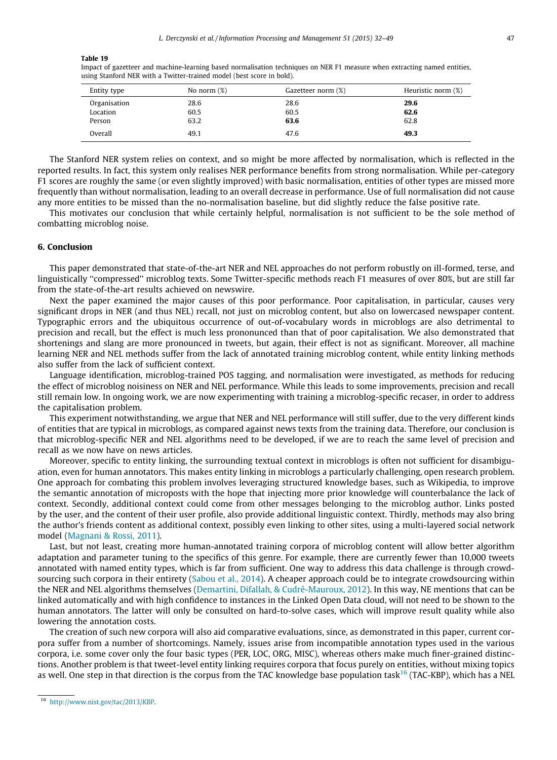**Table 19**
Impact of gazetteer and machine-learning based normalisation techniques on NER F1 measure when extracting named entities, using Stanford NER with a Twitter-trained model (best score in bold).

| Entity type | No norm (%) | Gazetteer norm (%) | Heuristic norm (%) |
|---|---|---|---|
| Organisation | 28.6 | 28.6 | **29.6** |
| Location | 60.5 | 60.5 | **62.6** |
| Person | 63.2 | **63.6** | 62.8 |
| Overall | 49.1 | 47.6 | **49.3** |

The Stanford NER system relies on context, and so might be more affected by normalisation, which is reflected in the reported results. In fact, this system only realises NER performance benefits from strong normalisation. While per-category F1 scores are roughly the same (or even slightly improved) with basic normalisation, entities of other types are missed more frequently than without normalisation, leading to an overall decrease in performance. Use of full normalisation did not cause any more entities to be missed than the no-normalisation baseline, but did slightly reduce the false positive rate.

This motivates our conclusion that while certainly helpful, normalisation is not sufficient to be the sole method of combatting microblog noise.

## 6. Conclusion

This paper demonstrated that state-of-the-art NER and NEL approaches do not perform robustly on ill-formed, terse, and linguistically "compressed" microblog texts. Some Twitter-specific methods reach F1 measures of over 80%, but are still far from the state-of-the-art results achieved on newswire.

Next the paper examined the major causes of this poor performance. Poor capitalisation, in particular, causes very significant drops in NER (and thus NEL) recall, not just on microblog content, but also on lowercased newspaper content. Typographic errors and the ubiquitous occurrence of out-of-vocabulary words in microblogs are also detrimental to precision and recall, but the effect is much less prononunced than that of poor capitalisation. We also demonstrated that shortenings and slang are more pronounced in tweets, but again, their effect is not as significant. Moreover, all machine learning NER and NEL methods suffer from the lack of annotated training microblog content, while entity linking methods also suffer from the lack of sufficient context.

Language identification, microblog-trained POS tagging, and normalisation were investigated, as methods for reducing the effect of microblog noisiness on NER and NEL performance. While this leads to some improvements, precision and recall still remain low. In ongoing work, we are now experimenting with training a microblog-specific recaser, in order to address the capitalisation problem.

This experiment notwithstanding, we argue that NER and NEL performance will still suffer, due to the very different kinds of entities that are typical in microblogs, as compared against news texts from the training data. Therefore, our conclusion is that microblog-specific NER and NEL algorithms need to be developed, if we are to reach the same level of precision and recall as we now have on news articles.

Moreover, specific to entity linking, the surrounding textual context in microblogs is often not sufficient for disambiguation, even for human annotators. This makes entity linking in microblogs a particularly challenging, open research problem. One approach for combating this problem involves leveraging structured knowledge bases, such as Wikipedia, to improve the semantic annotation of microposts with the hope that injecting more prior knowledge will counterbalance the lack of context. Secondly, additional context could come from other messages belonging to the microblog author. Links posted by the user, and the content of their user profile, also provide additional linguistic context. Thirdly, methods may also bring the author's friends content as additional context, possibly even linking to other sites, using a multi-layered social network model (Magnani & Rossi, 2011).

Last, but not least, creating more human-annotated training corpora of microblog content will allow better algorithm adaptation and parameter tuning to the specifics of this genre. For example, there are currently fewer than 10,000 tweets annotated with named entity types, which is far from sufficient. One way to address this data challenge is through crowdsourcing such corpora in their entirety (Sabou et al., 2014). A cheaper approach could be to integrate crowdsourcing within the NER and NEL algorithms themselves (Demartini, Difallah, & Cudré-Mauroux, 2012). In this way, NE mentions that can be linked automatically and with high confidence to instances in the Linked Open Data cloud, will not need to be shown to the human annotators. The latter will only be consulted on hard-to-solve cases, which will improve result quality while also lowering the annotation costs.

The creation of such new corpora will also aid comparative evaluations, since, as demonstrated in this paper, current corpora suffer from a number of shortcomings. Namely, issues arise from incompatible annotation types used in the various corpora, i.e. some cover only the four basic types (PER, LOC, ORG, MISC), whereas others make much finer-grained distinctions. Another problem is that tweet-level entity linking requires corpora that focus purely on entities, without mixing topics as well. One step in that direction is the corpus from the TAC knowledge base population task[16] (TAC-KBP), which has a NEL

[16] http://www.nist.gov/tac/2013/KBP.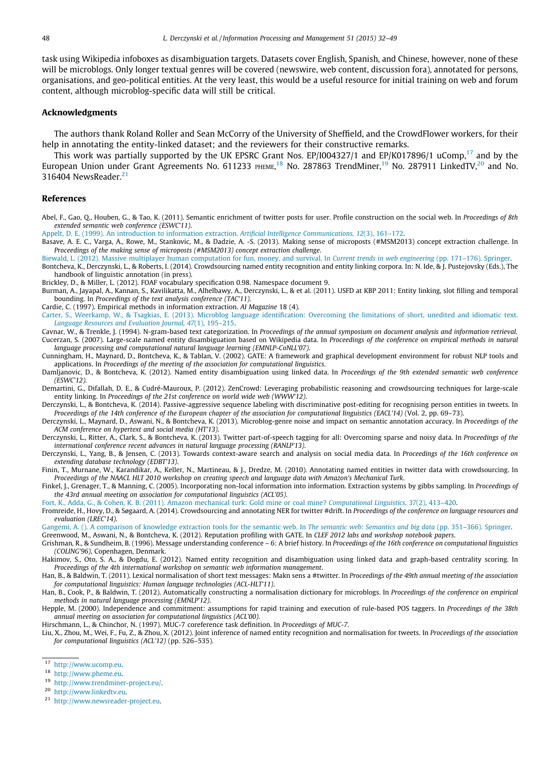task using Wikipedia infoboxes as disambiguation targets. Datasets cover English, Spanish, and Chinese, however, none of these will be microblogs. Only longer textual genres will be covered (newswire, web content, discussion fora), annotated for persons, organisations, and geo-political entities. At the very least, this would be a useful resource for initial training on web and forum content, although microblog-specific data will still be critical.

## Acknowledgments

The authors thank Roland Roller and Sean McCorry of the University of Sheffield, and the CrowdFlower workers, for their help in annotating the entity-linked dataset; and the reviewers for their constructive remarks.

This work was partially supported by the UK EPSRC Grant Nos. EP/I004327/1 and EP/K017896/1 uComp,[17] and by the European Union under Grant Agreements No. 611233 PHEME,[18] No. 287863 TrendMiner,[19] No. 287911 LinkedTV,[20] and No. 316404 NewsReader.[21]

## References

Abel, F., Gao, Q., Houben, G., & Tao, K. (2011). Semantic enrichment of twitter posts for user. Profile construction on the social web. In *Proceedings of 8th extended semantic web conference (ESWC'11)*.

Appelt, D. E. (1999). An introduction to information extraction. *Artificial Intelligence Communications, 12*(3), 161–172.

Basave, A. E. C., Varga, A., Rowe, M., Stankovic, M., & Dadzie, A. -S. (2013). Making sense of microposts (#MSM2013) concept extraction challenge. In *Proceedings of the making sense of microposts (#MSM2013) concept extraction challenge*.

Biewald, L. (2012). Massive multiplayer human computation for fun, money, and survival. In *Current trends in web engineering* (pp. 171–176). Springer.

Bontcheva, K., Derczynski, L., & Roberts, I. (2014). Crowdsourcing named entity recognition and entity linking corpora. In: N. Ide, & J. Pustejovsky (Eds.), The handbook of linguistic annotation (in press).

Brickley, D., & Miller, L. (2012). FOAF vocabulary specification 0.98. Namespace document 9.

Burman, A., Jayapal, A., Kannan, S., Kavilikatta, M., Alhelbawy, A., Derczynski, L., & et al. (2011). USFD at KBP 2011: Entity linking, slot filling and temporal bounding. In *Proceedings of the text analysis conference (TAC'11)*.

Cardie, C. (1997). Empirical methods in information extraction. *AI Magazine* 18 (4).

Carter, S., Weerkamp, W., & Tsagkias, E. (2013). Microblog language identification: Overcoming the limitations of short, unedited and idiomatic text. *Language Resources and Evaluation Journal, 47*(1), 195–215.

Cavnar, W., & Trenkle, J. (1994). N-gram-based text categorization. In *Proceedings of the annual symposium on document analysis and information retrieval*.

Cucerzan, S. (2007). Large-scale named entity disambiguation based on Wikipedia data. In *Proceedings of the conference on empirical methods in natural language processing and computational natural language learning (EMNLP-CoNLL'07)*.

Cunningham, H., Maynard, D., Bontcheva, K., & Tablan, V. (2002). GATE: A framework and graphical development environment for robust NLP tools and applications. In *Proceedings of the meeting of the association for computational linguistics*.

Damljanovic, D., & Bontcheva, K. (2012). Named entity disambiguation using linked data. In *Proceedings of the 9th extended semantic web conference (ESWC'12)*.

Demartini, G., Difallah, D. E., & Cudré-Mauroux, P. (2012). ZenCrowd: Leveraging probabilistic reasoning and crowdsourcing techniques for large-scale entity linking. In *Proceedings of the 21st conference on world wide web (WWW'12)*.

Derczynski, L., & Bontcheva, K. (2014). Passive-aggressive sequence labeling with discriminative post-editing for recognising person entities in tweets. In *Proceedings of the 14th conference of the European chapter of the association for computational linguistics (EACL'14)* (Vol. 2, pp. 69–73).

Derczynski, L., Maynard, D., Aswani, N., & Bontcheva, K. (2013). Microblog-genre noise and impact on semantic annotation accuracy. In *Proceedings of the ACM conference on hypertext and social media (HT'13)*.

Derczynski, L., Ritter, A., Clark, S., & Bontcheva, K. (2013). Twitter part-of-speech tagging for all: Overcoming sparse and noisy data. In *Proceedings of the international conference recent advances in natural language processing (RANLP'13)*.

Derczynski, L., Yang, B., & Jensen, C. (2013). Towards context-aware search and analysis on social media data. In *Proceedings of the 16th conference on extending database technology (EDBT'13)*.

Finin, T., Murnane, W., Karandikar, A., Keller, N., Martineau, & J., Dredze, M. (2010). Annotating named entities in twitter data with crowdsourcing. In *Proceedings of the NAACL HLT 2010 workshop on creating speech and language data with Amazon's Mechanical Turk*.

Finkel, J., Grenager, T., & Manning, C. (2005). Incorporating non-local information into information. Extraction systems by gibbs sampling. In *Proceedings of the 43rd annual meeting on association for computational linguistics (ACL'05)*.

Fort, K., Adda, G., & Cohen, K. B. (2011). Amazon mechanical turk: Gold mine or coal mine? *Computational Linguistics, 37*(2), 413–420.

Fromreide, H., Hovy, D., & Søgaard, A. (2014). Crowdsourcing and annotating NER for twitter #drift. In *Proceedings of the conference on language resources and evaluation (LREC'14)*.

Gangemi, A. (). A comparison of knowledge extraction tools for the semantic web. In *The semantic web: Semantics and big data* (pp. 351–366). Springer.

Greenwood, M., Aswani, N., & Bontcheva, K. (2012). Reputation profiling with GATE. In *CLEF 2012 labs and workshop notebook papers*.

Grishman, R., & Sundheim, B. (1996). Message understanding conference – 6: A brief history. In *Proceedings of the 16th conference on computational linguistics (COLING'96)*, Copenhagen, Denmark.

Hakimov, S., Oto, S. A., & Dogdu, E. (2012). Named entity recognition and disambiguation using linked data and graph-based centrality scoring. In *Proceedings of the 4th international workshop on semantic web information management*.

Han, B., & Baldwin, T. (2011). Lexical normalisation of short text messages: Makn sens a #twitter. In *Proceedings of the 49th annual meeting of the association for computational linguistics: Human language technologies (ACL-HLT'11)*.

Han, B., Cook, P., & Baldwin, T. (2012). Automatically constructing a normalisation dictionary for microblogs. In *Proceedings of the conference on empirical methods in natural language processing (EMNLP'12)*.

Hepple, M. (2000). Independence and commitment: assumptions for rapid training and execution of rule-based POS taggers. In *Proceedings of the 38th annual meeting on association for computational linguistics (ACL'00)*.

Hirschmann, L., & Chinchor, N. (1997). MUC-7 coreference task definition. In *Proceedings of MUC-7*.

Liu, X., Zhou, M., Wei, F., Fu, Z., & Zhou, X. (2012). Joint inference of named entity recognition and normalisation for tweets. In *Proceedings of the association for computational linguistics (ACL'12)* (pp. 526–535).

---

[17] http://www.ucomp.eu.

[18] http://www.pheme.eu.

[19] http://www.trendminer-project.eu/.

[20] http://www.linkedtv.eu.

[21] http://www.newsreader-project.eu.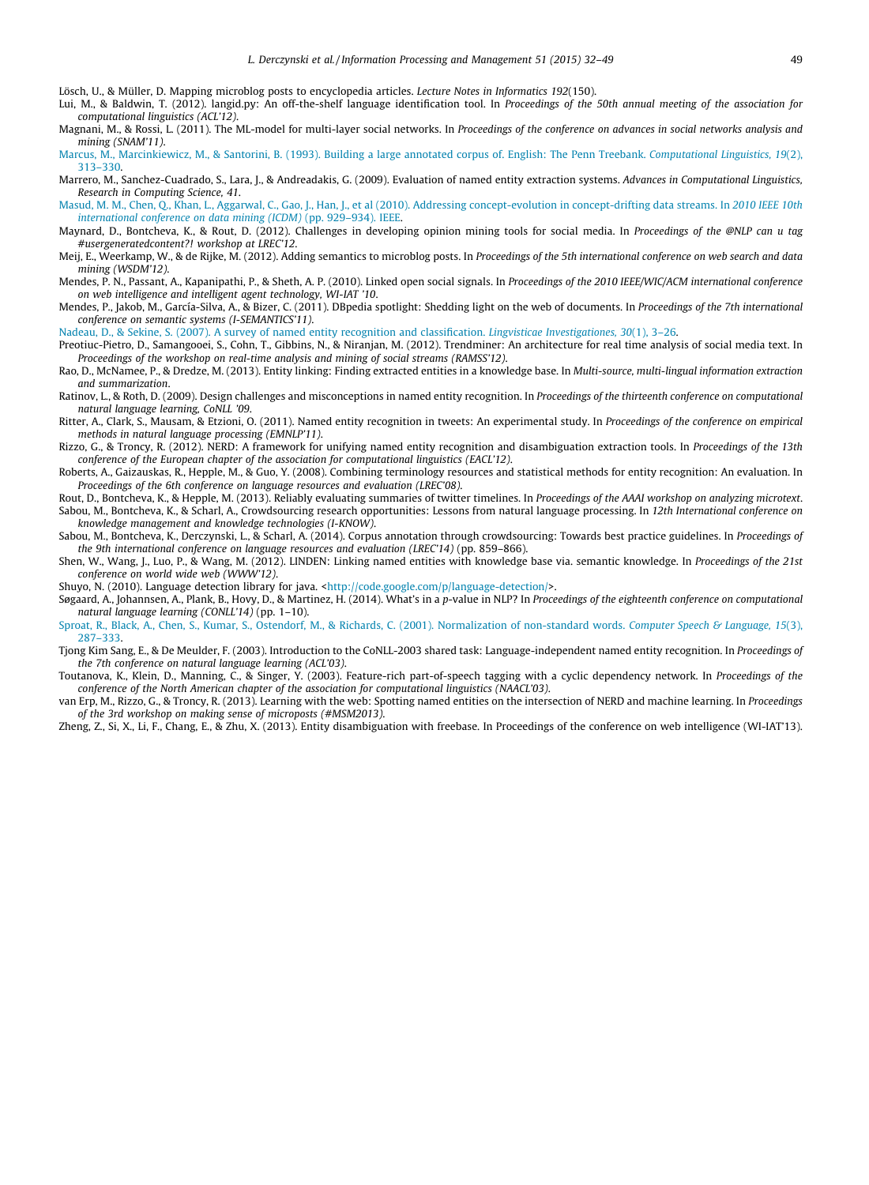Lösch, U., & Müller, D. Mapping microblog posts to encyclopedia articles. *Lecture Notes in Informatics 192*(150).

Lui, M., & Baldwin, T. (2012). langid.py: An off-the-shelf language identification tool. In *Proceedings of the 50th annual meeting of the association for computational linguistics (ACL'12)*.

Magnani, M., & Rossi, L. (2011). The ML-model for multi-layer social networks. In *Proceedings of the conference on advances in social networks analysis and mining (SNAM'11)*.

Marcus, M., Marcinkiewicz, M., & Santorini, B. (1993). Building a large annotated corpus of. English: The Penn Treebank. *Computational Linguistics, 19*(2), 313–330.

Marrero, M., Sanchez-Cuadrado, S., Lara, J., & Andreadakis, G. (2009). Evaluation of named entity extraction systems. *Advances in Computational Linguistics, Research in Computing Science, 41*.

Masud, M. M., Chen, Q., Khan, L., Aggarwal, C., Gao, J., Han, J., et al (2010). Addressing concept-evolution in concept-drifting data streams. In *2010 IEEE 10th international conference on data mining (ICDM)* (pp. 929–934). IEEE.

Maynard, D., Bontcheva, K., & Rout, D. (2012). Challenges in developing opinion mining tools for social media. In *Proceedings of the @NLP can u tag #usergeneratedcontent?! workshop at LREC'12*.

Meij, E., Weerkamp, W., & de Rijke, M. (2012). Adding semantics to microblog posts. In *Proceedings of the 5th international conference on web search and data mining (WSDM'12)*.

Mendes, P. N., Passant, A., Kapanipathi, P., & Sheth, A. P. (2010). Linked open social signals. In *Proceedings of the 2010 IEEE/WIC/ACM international conference on web intelligence and intelligent agent technology, WI-IAT '10*.

Mendes, P., Jakob, M., García-Silva, A., & Bizer, C. (2011). DBpedia spotlight: Shedding light on the web of documents. In *Proceedings of the 7th international conference on semantic systems (I-SEMANTICS'11)*.

Nadeau, D., & Sekine, S. (2007). A survey of named entity recognition and classification. *Lingvisticae Investigationes, 30*(1), 3–26.

Preotiuc-Pietro, D., Samangooei, S., Cohn, T., Gibbins, N., & Niranjan, M. (2012). Trendminer: An architecture for real time analysis of social media text. In *Proceedings of the workshop on real-time analysis and mining of social streams (RAMSS'12)*.

Rao, D., McNamee, P., & Dredze, M. (2013). Entity linking: Finding extracted entities in a knowledge base. In *Multi-source, multi-lingual information extraction and summarization*.

Ratinov, L., & Roth, D. (2009). Design challenges and misconceptions in named entity recognition. In *Proceedings of the thirteenth conference on computational natural language learning, CoNLL '09*.

Ritter, A., Clark, S., Mausam, & Etzioni, O. (2011). Named entity recognition in tweets: An experimental study. In *Proceedings of the conference on empirical methods in natural language processing (EMNLP'11)*.

Rizzo, G., & Troncy, R. (2012). NERD: A framework for unifying named entity recognition and disambiguation extraction tools. In *Proceedings of the 13th conference of the European chapter of the association for computational linguistics (EACL'12)*.

Roberts, A., Gaizauskas, R., Hepple, M., & Guo, Y. (2008). Combining terminology resources and statistical methods for entity recognition: An evaluation. In *Proceedings of the 6th conference on language resources and evaluation (LREC'08)*.

Rout, D., Bontcheva, K., & Hepple, M. (2013). Reliably evaluating summaries of twitter timelines. In *Proceedings of the AAAI workshop on analyzing microtext*.

Sabou, M., Bontcheva, K., & Scharl, A., Crowdsourcing research opportunities: Lessons from natural language processing. In *12th International conference on knowledge management and knowledge technologies (I-KNOW)*.

Sabou, M., Bontcheva, K., Derczynski, L., & Scharl, A. (2014). Corpus annotation through crowdsourcing: Towards best practice guidelines. In *Proceedings of the 9th international conference on language resources and evaluation (LREC'14)* (pp. 859–866).

Shen, W., Wang, J., Luo, P., & Wang, M. (2012). LINDEN: Linking named entities with knowledge base via. semantic knowledge. In *Proceedings of the 21st conference on world wide web (WWW'12)*.

Shuyo, N. (2010). Language detection library for java. <http://code.google.com/p/language-detection/>.

Søgaard, A., Johannsen, A., Plank, B., Hovy, D., & Martinez, H. (2014). What's in a *p*-value in NLP? In *Proceedings of the eighteenth conference on computational natural language learning (CONLL'14)* (pp. 1–10).

Sproat, R., Black, A., Chen, S., Kumar, S., Ostendorf, M., & Richards, C. (2001). Normalization of non-standard words. *Computer Speech & Language, 15*(3), 287–333.

Tjong Kim Sang, E., & De Meulder, F. (2003). Introduction to the CoNLL-2003 shared task: Language-independent named entity recognition. In *Proceedings of the 7th conference on natural language learning (ACL'03)*.

Toutanova, K., Klein, D., Manning, C., & Singer, Y. (2003). Feature-rich part-of-speech tagging with a cyclic dependency network. In *Proceedings of the conference of the North American chapter of the association for computational linguistics (NAACL'03)*.

van Erp, M., Rizzo, G., & Troncy, R. (2013). Learning with the web: Spotting named entities on the intersection of NERD and machine learning. In *Proceedings of the 3rd workshop on making sense of microposts (#MSM2013)*.

Zheng, Z., Si, X., Li, F., Chang, E., & Zhu, X. (2013). Entity disambiguation with freebase. In Proceedings of the conference on web intelligence (WI-IAT'13).